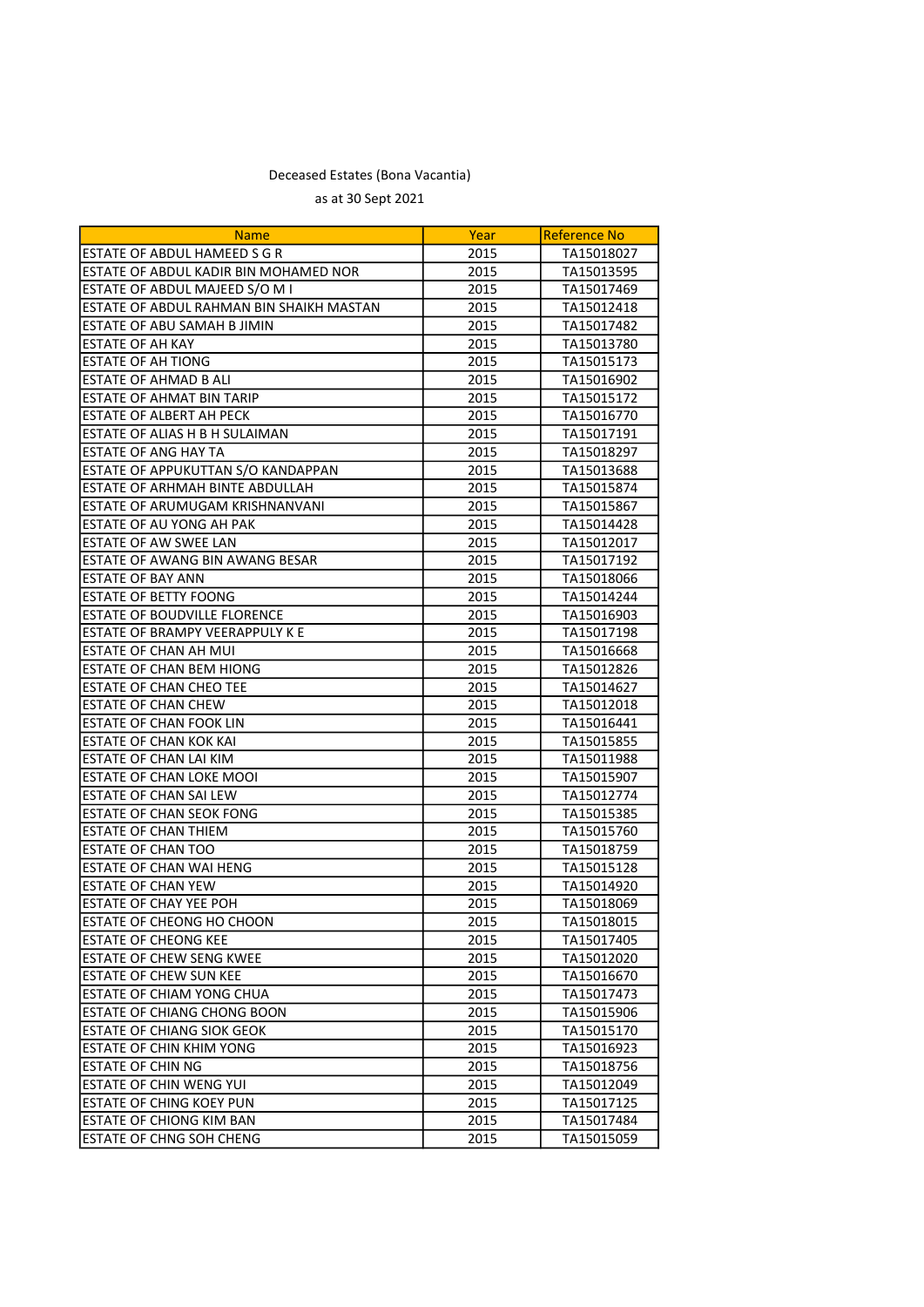Deceased Estates (Bona Vacantia)

as at 30 Sept 2021

| Name | Year | Reference No |
|---|---|---|
| ESTATE OF ABDUL HAMEED S G R | 2015 | TA15018027 |
| ESTATE OF ABDUL KADIR BIN MOHAMED NOR | 2015 | TA15013595 |
| ESTATE OF ABDUL MAJEED S/O M I | 2015 | TA15017469 |
| ESTATE OF ABDUL RAHMAN BIN SHAIKH MASTAN | 2015 | TA15012418 |
| ESTATE OF ABU SAMAH B JIMIN | 2015 | TA15017482 |
| ESTATE OF AH KAY | 2015 | TA15013780 |
| ESTATE OF AH TIONG | 2015 | TA15015173 |
| ESTATE OF AHMAD B ALI | 2015 | TA15016902 |
| ESTATE OF AHMAT BIN TARIP | 2015 | TA15015172 |
| ESTATE OF ALBERT AH PECK | 2015 | TA15016770 |
| ESTATE OF ALIAS H B H SULAIMAN | 2015 | TA15017191 |
| ESTATE OF ANG HAY TA | 2015 | TA15018297 |
| ESTATE OF APPUKUTTAN S/O KANDAPPAN | 2015 | TA15013688 |
| ESTATE OF ARHMAH BINTE ABDULLAH | 2015 | TA15015874 |
| ESTATE OF ARUMUGAM KRISHNANVANI | 2015 | TA15015867 |
| ESTATE OF AU YONG AH PAK | 2015 | TA15014428 |
| ESTATE OF AW SWEE LAN | 2015 | TA15012017 |
| ESTATE OF AWANG BIN AWANG BESAR | 2015 | TA15017192 |
| ESTATE OF BAY ANN | 2015 | TA15018066 |
| ESTATE OF BETTY FOONG | 2015 | TA15014244 |
| ESTATE OF BOUDVILLE FLORENCE | 2015 | TA15016903 |
| ESTATE OF BRAMPY VEERAPPULY K E | 2015 | TA15017198 |
| ESTATE OF CHAN AH MUI | 2015 | TA15016668 |
| ESTATE OF CHAN BEM HIONG | 2015 | TA15012826 |
| ESTATE OF CHAN CHEO TEE | 2015 | TA15014627 |
| ESTATE OF CHAN CHEW | 2015 | TA15012018 |
| ESTATE OF CHAN FOOK LIN | 2015 | TA15016441 |
| ESTATE OF CHAN KOK KAI | 2015 | TA15015855 |
| ESTATE OF CHAN LAI KIM | 2015 | TA15011988 |
| ESTATE OF CHAN LOKE MOOI | 2015 | TA15015907 |
| ESTATE OF CHAN SAI LEW | 2015 | TA15012774 |
| ESTATE OF CHAN SEOK FONG | 2015 | TA15015385 |
| ESTATE OF CHAN THIEM | 2015 | TA15015760 |
| ESTATE OF CHAN TOO | 2015 | TA15018759 |
| ESTATE OF CHAN WAI HENG | 2015 | TA15015128 |
| ESTATE OF CHAN YEW | 2015 | TA15014920 |
| ESTATE OF CHAY YEE POH | 2015 | TA15018069 |
| ESTATE OF CHEONG HO CHOON | 2015 | TA15018015 |
| ESTATE OF CHEONG KEE | 2015 | TA15017405 |
| ESTATE OF CHEW SENG KWEE | 2015 | TA15012020 |
| ESTATE OF CHEW SUN KEE | 2015 | TA15016670 |
| ESTATE OF CHIAM YONG CHUA | 2015 | TA15017473 |
| ESTATE OF CHIANG CHONG BOON | 2015 | TA15015906 |
| ESTATE OF CHIANG SIOK GEOK | 2015 | TA15015170 |
| ESTATE OF CHIN KHIM YONG | 2015 | TA15016923 |
| ESTATE OF CHIN NG | 2015 | TA15018756 |
| ESTATE OF CHIN WENG YUI | 2015 | TA15012049 |
| ESTATE OF CHING KOEY PUN | 2015 | TA15017125 |
| ESTATE OF CHIONG KIM BAN | 2015 | TA15017484 |
| ESTATE OF CHNG SOH CHENG | 2015 | TA15015059 |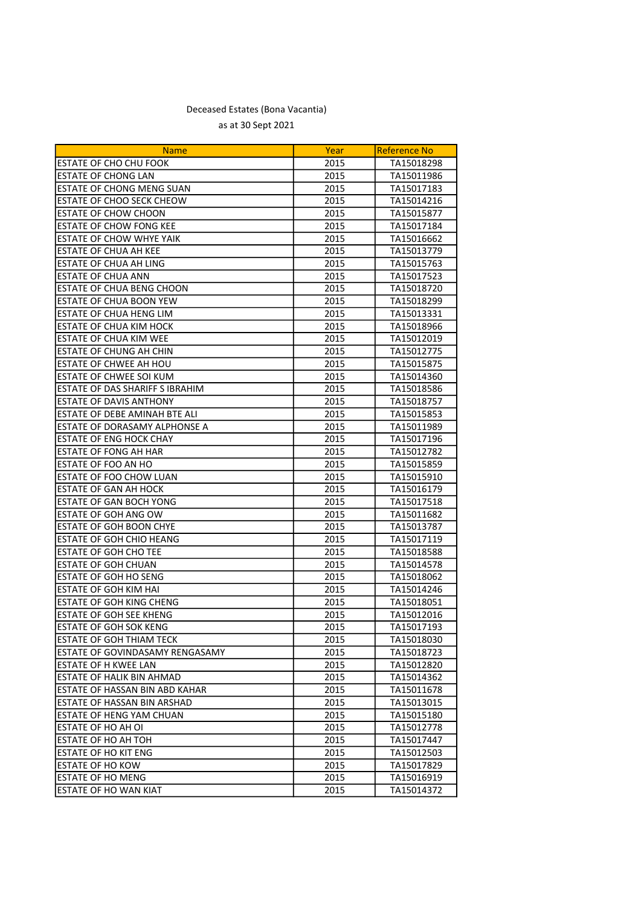Deceased Estates (Bona Vacantia)

as at 30 Sept 2021

| Name | Year | Reference No |
|---|---|---|
| ESTATE OF CHO CHU FOOK | 2015 | TA15018298 |
| ESTATE OF CHONG LAN | 2015 | TA15011986 |
| ESTATE OF CHONG MENG SUAN | 2015 | TA15017183 |
| ESTATE OF CHOO SECK CHEOW | 2015 | TA15014216 |
| ESTATE OF CHOW CHOON | 2015 | TA15015877 |
| ESTATE OF CHOW FONG KEE | 2015 | TA15017184 |
| ESTATE OF CHOW WHYE YAIK | 2015 | TA15016662 |
| ESTATE OF CHUA AH KEE | 2015 | TA15013779 |
| ESTATE OF CHUA AH LING | 2015 | TA15015763 |
| ESTATE OF CHUA ANN | 2015 | TA15017523 |
| ESTATE OF CHUA BENG CHOON | 2015 | TA15018720 |
| ESTATE OF CHUA BOON YEW | 2015 | TA15018299 |
| ESTATE OF CHUA HENG LIM | 2015 | TA15013331 |
| ESTATE OF CHUA KIM HOCK | 2015 | TA15018966 |
| ESTATE OF CHUA KIM WEE | 2015 | TA15012019 |
| ESTATE OF CHUNG AH CHIN | 2015 | TA15012775 |
| ESTATE OF CHWEE AH HOU | 2015 | TA15015875 |
| ESTATE OF CHWEE SOI KUM | 2015 | TA15014360 |
| ESTATE OF DAS SHARIFF S IBRAHIM | 2015 | TA15018586 |
| ESTATE OF DAVIS ANTHONY | 2015 | TA15018757 |
| ESTATE OF DEBE AMINAH BTE ALI | 2015 | TA15015853 |
| ESTATE OF DORASAMY ALPHONSE A | 2015 | TA15011989 |
| ESTATE OF ENG HOCK CHAY | 2015 | TA15017196 |
| ESTATE OF FONG AH HAR | 2015 | TA15012782 |
| ESTATE OF FOO AN HO | 2015 | TA15015859 |
| ESTATE OF FOO CHOW LUAN | 2015 | TA15015910 |
| ESTATE OF GAN AH HOCK | 2015 | TA15016179 |
| ESTATE OF GAN BOCH YONG | 2015 | TA15017518 |
| ESTATE OF GOH ANG OW | 2015 | TA15011682 |
| ESTATE OF GOH BOON CHYE | 2015 | TA15013787 |
| ESTATE OF GOH CHIO HEANG | 2015 | TA15017119 |
| ESTATE OF GOH CHO TEE | 2015 | TA15018588 |
| ESTATE OF GOH CHUAN | 2015 | TA15014578 |
| ESTATE OF GOH HO SENG | 2015 | TA15018062 |
| ESTATE OF GOH KIM HAI | 2015 | TA15014246 |
| ESTATE OF GOH KING CHENG | 2015 | TA15018051 |
| ESTATE OF GOH SEE KHENG | 2015 | TA15012016 |
| ESTATE OF GOH SOK KENG | 2015 | TA15017193 |
| ESTATE OF GOH THIAM TECK | 2015 | TA15018030 |
| ESTATE OF GOVINDASAMY RENGASAMY | 2015 | TA15018723 |
| ESTATE OF H KWEE LAN | 2015 | TA15012820 |
| ESTATE OF HALIK BIN AHMAD | 2015 | TA15014362 |
| ESTATE OF HASSAN BIN ABD KAHAR | 2015 | TA15011678 |
| ESTATE OF HASSAN BIN ARSHAD | 2015 | TA15013015 |
| ESTATE OF HENG YAM CHUAN | 2015 | TA15015180 |
| ESTATE OF HO AH OI | 2015 | TA15012778 |
| ESTATE OF HO AH TOH | 2015 | TA15017447 |
| ESTATE OF HO KIT ENG | 2015 | TA15012503 |
| ESTATE OF HO KOW | 2015 | TA15017829 |
| ESTATE OF HO MENG | 2015 | TA15016919 |
| ESTATE OF HO WAN KIAT | 2015 | TA15014372 |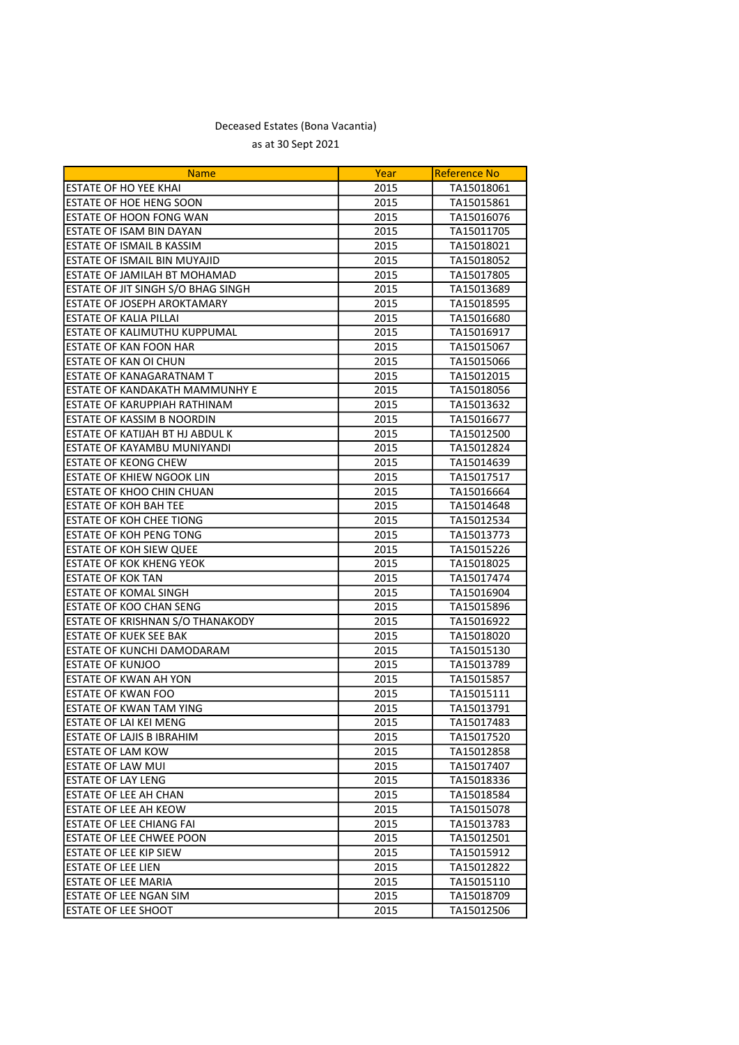Deceased Estates (Bona Vacantia)

as at 30 Sept 2021

| Name | Year | Reference No |
|---|---|---|
| ESTATE OF HO YEE KHAI | 2015 | TA15018061 |
| ESTATE OF HOE HENG SOON | 2015 | TA15015861 |
| ESTATE OF HOON FONG WAN | 2015 | TA15016076 |
| ESTATE OF ISAM BIN DAYAN | 2015 | TA15011705 |
| ESTATE OF ISMAIL B KASSIM | 2015 | TA15018021 |
| ESTATE OF ISMAIL BIN MUYAJID | 2015 | TA15018052 |
| ESTATE OF JAMILAH BT MOHAMAD | 2015 | TA15017805 |
| ESTATE OF JIT SINGH S/O BHAG SINGH | 2015 | TA15013689 |
| ESTATE OF JOSEPH AROKTAMARY | 2015 | TA15018595 |
| ESTATE OF KALIA PILLAI | 2015 | TA15016680 |
| ESTATE OF KALIMUTHU KUPPUMAL | 2015 | TA15016917 |
| ESTATE OF KAN FOON HAR | 2015 | TA15015067 |
| ESTATE OF KAN OI CHUN | 2015 | TA15015066 |
| ESTATE OF KANAGARATNAM T | 2015 | TA15012015 |
| ESTATE OF KANDAKATH MAMMUNHY E | 2015 | TA15018056 |
| ESTATE OF KARUPPIAH RATHINAM | 2015 | TA15013632 |
| ESTATE OF KASSIM B NOORDIN | 2015 | TA15016677 |
| ESTATE OF KATIJAH BT HJ ABDUL K | 2015 | TA15012500 |
| ESTATE OF KAYAMBU MUNIYANDI | 2015 | TA15012824 |
| ESTATE OF KEONG CHEW | 2015 | TA15014639 |
| ESTATE OF KHIEW NGOOK LIN | 2015 | TA15017517 |
| ESTATE OF KHOO CHIN CHUAN | 2015 | TA15016664 |
| ESTATE OF KOH BAH TEE | 2015 | TA15014648 |
| ESTATE OF KOH CHEE TIONG | 2015 | TA15012534 |
| ESTATE OF KOH PENG TONG | 2015 | TA15013773 |
| ESTATE OF KOH SIEW QUEE | 2015 | TA15015226 |
| ESTATE OF KOK KHENG YEOK | 2015 | TA15018025 |
| ESTATE OF KOK TAN | 2015 | TA15017474 |
| ESTATE OF KOMAL SINGH | 2015 | TA15016904 |
| ESTATE OF KOO CHAN SENG | 2015 | TA15015896 |
| ESTATE OF KRISHNAN S/O THANAKODY | 2015 | TA15016922 |
| ESTATE OF KUEK SEE BAK | 2015 | TA15018020 |
| ESTATE OF KUNCHI DAMODARAM | 2015 | TA15015130 |
| ESTATE OF KUNJOO | 2015 | TA15013789 |
| ESTATE OF KWAN AH YON | 2015 | TA15015857 |
| ESTATE OF KWAN FOO | 2015 | TA15015111 |
| ESTATE OF KWAN TAM YING | 2015 | TA15013791 |
| ESTATE OF LAI KEI MENG | 2015 | TA15017483 |
| ESTATE OF LAJIS B IBRAHIM | 2015 | TA15017520 |
| ESTATE OF LAM KOW | 2015 | TA15012858 |
| ESTATE OF LAW MUI | 2015 | TA15017407 |
| ESTATE OF LAY LENG | 2015 | TA15018336 |
| ESTATE OF LEE AH CHAN | 2015 | TA15018584 |
| ESTATE OF LEE AH KEOW | 2015 | TA15015078 |
| ESTATE OF LEE CHIANG FAI | 2015 | TA15013783 |
| ESTATE OF LEE CHWEE POON | 2015 | TA15012501 |
| ESTATE OF LEE KIP SIEW | 2015 | TA15015912 |
| ESTATE OF LEE LIEN | 2015 | TA15012822 |
| ESTATE OF LEE MARIA | 2015 | TA15015110 |
| ESTATE OF LEE NGAN SIM | 2015 | TA15018709 |
| ESTATE OF LEE SHOOT | 2015 | TA15012506 |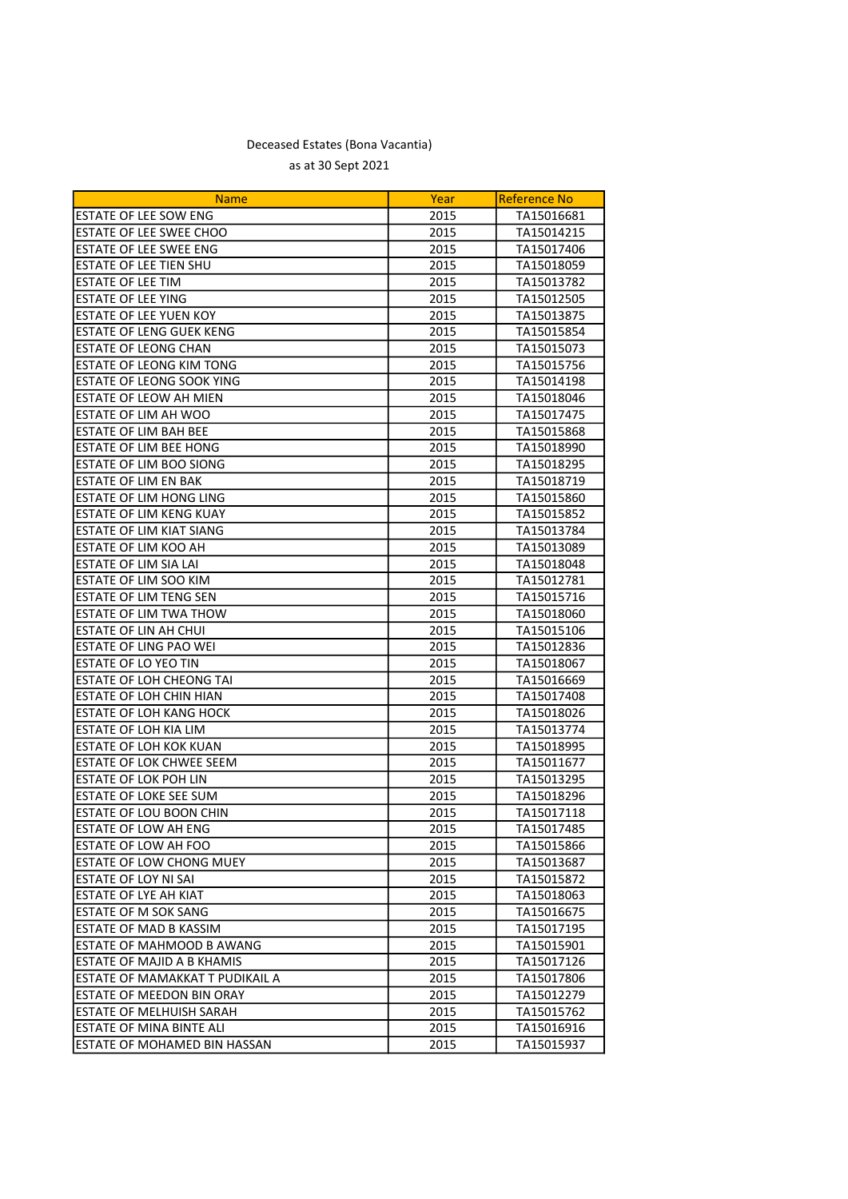Deceased Estates (Bona Vacantia)

as at 30 Sept 2021

| Name | Year | Reference No |
|---|---|---|
| ESTATE OF LEE SOW ENG | 2015 | TA15016681 |
| ESTATE OF LEE SWEE CHOO | 2015 | TA15014215 |
| ESTATE OF LEE SWEE ENG | 2015 | TA15017406 |
| ESTATE OF LEE TIEN SHU | 2015 | TA15018059 |
| ESTATE OF LEE TIM | 2015 | TA15013782 |
| ESTATE OF LEE YING | 2015 | TA15012505 |
| ESTATE OF LEE YUEN KOY | 2015 | TA15013875 |
| ESTATE OF LENG GUEK KENG | 2015 | TA15015854 |
| ESTATE OF LEONG CHAN | 2015 | TA15015073 |
| ESTATE OF LEONG KIM TONG | 2015 | TA15015756 |
| ESTATE OF LEONG SOOK YING | 2015 | TA15014198 |
| ESTATE OF LEOW AH MIEN | 2015 | TA15018046 |
| ESTATE OF LIM AH WOO | 2015 | TA15017475 |
| ESTATE OF LIM BAH BEE | 2015 | TA15015868 |
| ESTATE OF LIM BEE HONG | 2015 | TA15018990 |
| ESTATE OF LIM BOO SIONG | 2015 | TA15018295 |
| ESTATE OF LIM EN BAK | 2015 | TA15018719 |
| ESTATE OF LIM HONG LING | 2015 | TA15015860 |
| ESTATE OF LIM KENG KUAY | 2015 | TA15015852 |
| ESTATE OF LIM KIAT SIANG | 2015 | TA15013784 |
| ESTATE OF LIM KOO AH | 2015 | TA15013089 |
| ESTATE OF LIM SIA LAI | 2015 | TA15018048 |
| ESTATE OF LIM SOO KIM | 2015 | TA15012781 |
| ESTATE OF LIM TENG SEN | 2015 | TA15015716 |
| ESTATE OF LIM TWA THOW | 2015 | TA15018060 |
| ESTATE OF LIN AH CHUI | 2015 | TA15015106 |
| ESTATE OF LING PAO WEI | 2015 | TA15012836 |
| ESTATE OF LO YEO TIN | 2015 | TA15018067 |
| ESTATE OF LOH CHEONG TAI | 2015 | TA15016669 |
| ESTATE OF LOH CHIN HIAN | 2015 | TA15017408 |
| ESTATE OF LOH KANG HOCK | 2015 | TA15018026 |
| ESTATE OF LOH KIA LIM | 2015 | TA15013774 |
| ESTATE OF LOH KOK KUAN | 2015 | TA15018995 |
| ESTATE OF LOK CHWEE SEEM | 2015 | TA15011677 |
| ESTATE OF LOK POH LIN | 2015 | TA15013295 |
| ESTATE OF LOKE SEE SUM | 2015 | TA15018296 |
| ESTATE OF LOU BOON CHIN | 2015 | TA15017118 |
| ESTATE OF LOW AH ENG | 2015 | TA15017485 |
| ESTATE OF LOW AH FOO | 2015 | TA15015866 |
| ESTATE OF LOW CHONG MUEY | 2015 | TA15013687 |
| ESTATE OF LOY NI SAI | 2015 | TA15015872 |
| ESTATE OF LYE AH KIAT | 2015 | TA15018063 |
| ESTATE OF M SOK SANG | 2015 | TA15016675 |
| ESTATE OF MAD B KASSIM | 2015 | TA15017195 |
| ESTATE OF MAHMOOD B AWANG | 2015 | TA15015901 |
| ESTATE OF MAJID A B KHAMIS | 2015 | TA15017126 |
| ESTATE OF MAMAKKAT T PUDIKAIL A | 2015 | TA15017806 |
| ESTATE OF MEEDON BIN ORAY | 2015 | TA15012279 |
| ESTATE OF MELHUISH SARAH | 2015 | TA15015762 |
| ESTATE OF MINA BINTE ALI | 2015 | TA15016916 |
| ESTATE OF MOHAMED BIN HASSAN | 2015 | TA15015937 |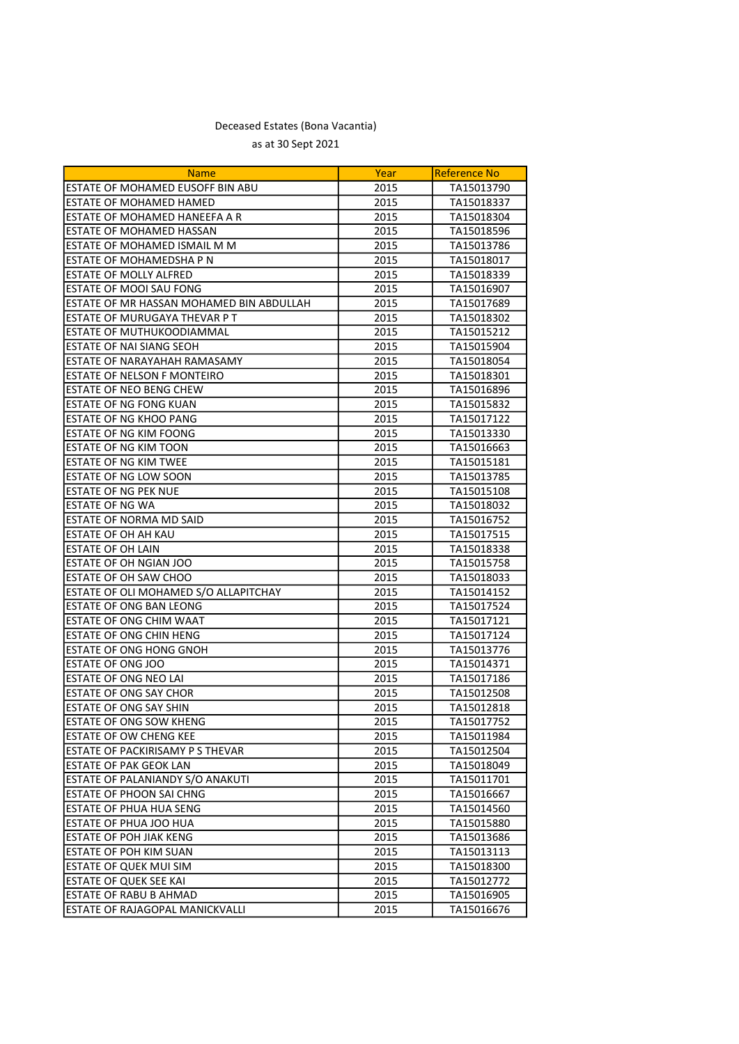Deceased Estates (Bona Vacantia)

as at 30 Sept 2021

| Name | Year | Reference No |
|---|---|---|
| ESTATE OF MOHAMED EUSOFF BIN ABU | 2015 | TA15013790 |
| ESTATE OF MOHAMED HAMED | 2015 | TA15018337 |
| ESTATE OF MOHAMED HANEEFA A R | 2015 | TA15018304 |
| ESTATE OF MOHAMED HASSAN | 2015 | TA15018596 |
| ESTATE OF MOHAMED ISMAIL M M | 2015 | TA15013786 |
| ESTATE OF MOHAMEDSHA P N | 2015 | TA15018017 |
| ESTATE OF MOLLY ALFRED | 2015 | TA15018339 |
| ESTATE OF MOOI SAU FONG | 2015 | TA15016907 |
| ESTATE OF MR HASSAN MOHAMED BIN ABDULLAH | 2015 | TA15017689 |
| ESTATE OF MURUGAYA THEVAR P T | 2015 | TA15018302 |
| ESTATE OF MUTHUKOODIAMMAL | 2015 | TA15015212 |
| ESTATE OF NAI SIANG SEOH | 2015 | TA15015904 |
| ESTATE OF NARAYAHAH RAMASAMY | 2015 | TA15018054 |
| ESTATE OF NELSON F MONTEIRO | 2015 | TA15018301 |
| ESTATE OF NEO BENG CHEW | 2015 | TA15016896 |
| ESTATE OF NG FONG KUAN | 2015 | TA15015832 |
| ESTATE OF NG KHOO PANG | 2015 | TA15017122 |
| ESTATE OF NG KIM FOONG | 2015 | TA15013330 |
| ESTATE OF NG KIM TOON | 2015 | TA15016663 |
| ESTATE OF NG KIM TWEE | 2015 | TA15015181 |
| ESTATE OF NG LOW SOON | 2015 | TA15013785 |
| ESTATE OF NG PEK NUE | 2015 | TA15015108 |
| ESTATE OF NG WA | 2015 | TA15018032 |
| ESTATE OF NORMA MD SAID | 2015 | TA15016752 |
| ESTATE OF OH AH KAU | 2015 | TA15017515 |
| ESTATE OF OH LAIN | 2015 | TA15018338 |
| ESTATE OF OH NGIAN JOO | 2015 | TA15015758 |
| ESTATE OF OH SAW CHOO | 2015 | TA15018033 |
| ESTATE OF OLI MOHAMED S/O ALLAPITCHAY | 2015 | TA15014152 |
| ESTATE OF ONG BAN LEONG | 2015 | TA15017524 |
| ESTATE OF ONG CHIM WAAT | 2015 | TA15017121 |
| ESTATE OF ONG CHIN HENG | 2015 | TA15017124 |
| ESTATE OF ONG HONG GNOH | 2015 | TA15013776 |
| ESTATE OF ONG JOO | 2015 | TA15014371 |
| ESTATE OF ONG NEO LAI | 2015 | TA15017186 |
| ESTATE OF ONG SAY CHOR | 2015 | TA15012508 |
| ESTATE OF ONG SAY SHIN | 2015 | TA15012818 |
| ESTATE OF ONG SOW KHENG | 2015 | TA15017752 |
| ESTATE OF OW CHENG KEE | 2015 | TA15011984 |
| ESTATE OF PACKIRISAMY P S THEVAR | 2015 | TA15012504 |
| ESTATE OF PAK GEOK LAN | 2015 | TA15018049 |
| ESTATE OF PALANIANDY S/O ANAKUTI | 2015 | TA15011701 |
| ESTATE OF PHOON SAI CHNG | 2015 | TA15016667 |
| ESTATE OF PHUA HUA SENG | 2015 | TA15014560 |
| ESTATE OF PHUA JOO HUA | 2015 | TA15015880 |
| ESTATE OF POH JIAK KENG | 2015 | TA15013686 |
| ESTATE OF POH KIM SUAN | 2015 | TA15013113 |
| ESTATE OF QUEK MUI SIM | 2015 | TA15018300 |
| ESTATE OF QUEK SEE KAI | 2015 | TA15012772 |
| ESTATE OF RABU B AHMAD | 2015 | TA15016905 |
| ESTATE OF RAJAGOPAL MANICKVALLI | 2015 | TA15016676 |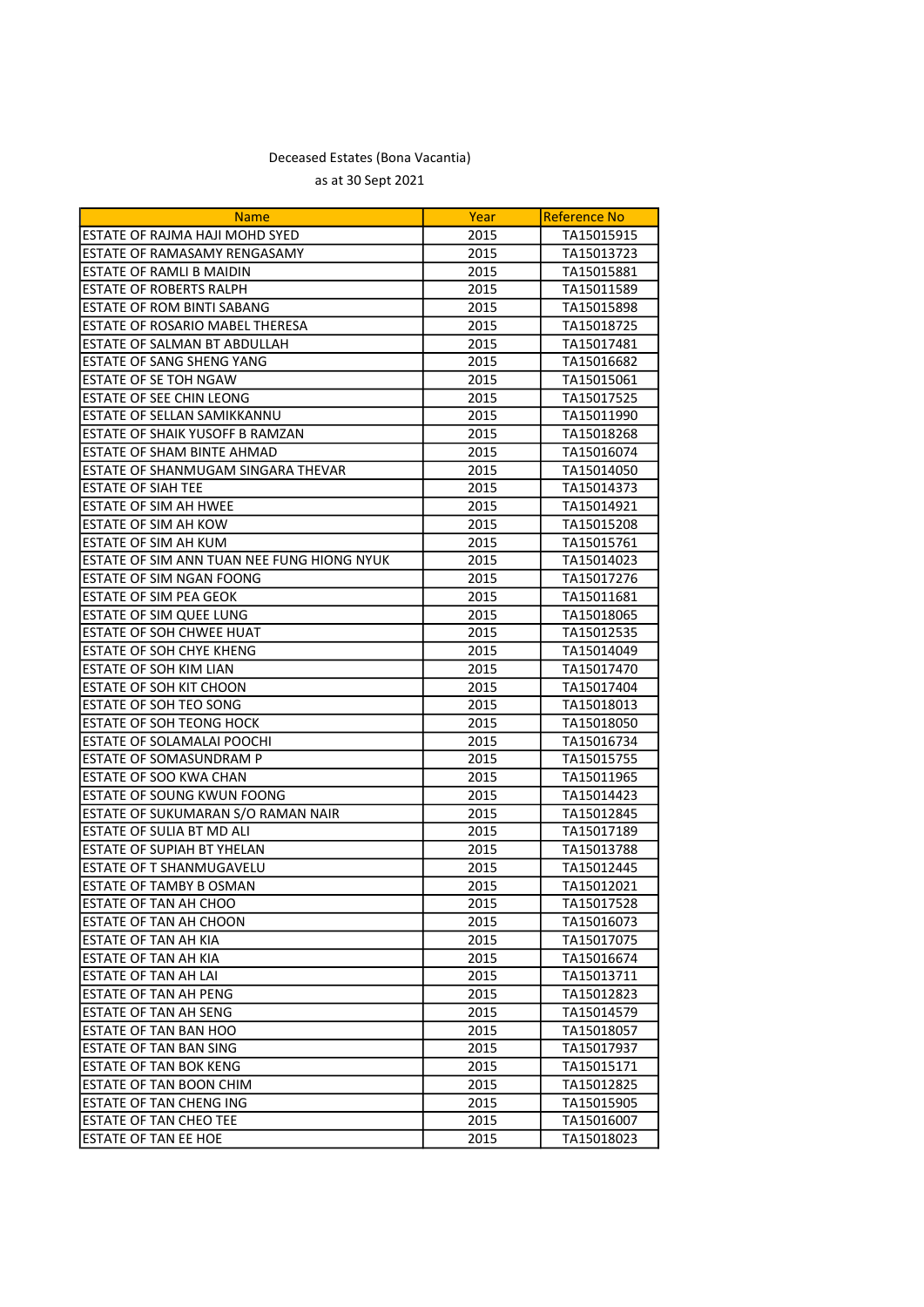Deceased Estates (Bona Vacantia)

as at 30 Sept 2021

| Name | Year | Reference No |
|---|---|---|
| ESTATE OF RAJMA HAJI MOHD SYED | 2015 | TA15015915 |
| ESTATE OF RAMASAMY RENGASAMY | 2015 | TA15013723 |
| ESTATE OF RAMLI B MAIDIN | 2015 | TA15015881 |
| ESTATE OF ROBERTS RALPH | 2015 | TA15011589 |
| ESTATE OF ROM BINTI SABANG | 2015 | TA15015898 |
| ESTATE OF ROSARIO MABEL THERESA | 2015 | TA15018725 |
| ESTATE OF SALMAN BT ABDULLAH | 2015 | TA15017481 |
| ESTATE OF SANG SHENG YANG | 2015 | TA15016682 |
| ESTATE OF SE TOH NGAW | 2015 | TA15015061 |
| ESTATE OF SEE CHIN LEONG | 2015 | TA15017525 |
| ESTATE OF SELLAN SAMIKKANNU | 2015 | TA15011990 |
| ESTATE OF SHAIK YUSOFF B RAMZAN | 2015 | TA15018268 |
| ESTATE OF SHAM BINTE AHMAD | 2015 | TA15016074 |
| ESTATE OF SHANMUGAM SINGARA THEVAR | 2015 | TA15014050 |
| ESTATE OF SIAH TEE | 2015 | TA15014373 |
| ESTATE OF SIM AH HWEE | 2015 | TA15014921 |
| ESTATE OF SIM AH KOW | 2015 | TA15015208 |
| ESTATE OF SIM AH KUM | 2015 | TA15015761 |
| ESTATE OF SIM ANN TUAN NEE FUNG HIONG NYUK | 2015 | TA15014023 |
| ESTATE OF SIM NGAN FOONG | 2015 | TA15017276 |
| ESTATE OF SIM PEA GEOK | 2015 | TA15011681 |
| ESTATE OF SIM QUEE LUNG | 2015 | TA15018065 |
| ESTATE OF SOH CHWEE HUAT | 2015 | TA15012535 |
| ESTATE OF SOH CHYE KHENG | 2015 | TA15014049 |
| ESTATE OF SOH KIM LIAN | 2015 | TA15017470 |
| ESTATE OF SOH KIT CHOON | 2015 | TA15017404 |
| ESTATE OF SOH TEO SONG | 2015 | TA15018013 |
| ESTATE OF SOH TEONG HOCK | 2015 | TA15018050 |
| ESTATE OF SOLAMALAI POOCHI | 2015 | TA15016734 |
| ESTATE OF SOMASUNDRAM P | 2015 | TA15015755 |
| ESTATE OF SOO KWA CHAN | 2015 | TA15011965 |
| ESTATE OF SOUNG KWUN FOONG | 2015 | TA15014423 |
| ESTATE OF SUKUMARAN S/O RAMAN NAIR | 2015 | TA15012845 |
| ESTATE OF SULIA BT MD ALI | 2015 | TA15017189 |
| ESTATE OF SUPIAH BT YHELAN | 2015 | TA15013788 |
| ESTATE OF T SHANMUGAVELU | 2015 | TA15012445 |
| ESTATE OF TAMBY B OSMAN | 2015 | TA15012021 |
| ESTATE OF TAN AH CHOO | 2015 | TA15017528 |
| ESTATE OF TAN AH CHOON | 2015 | TA15016073 |
| ESTATE OF TAN AH KIA | 2015 | TA15017075 |
| ESTATE OF TAN AH KIA | 2015 | TA15016674 |
| ESTATE OF TAN AH LAI | 2015 | TA15013711 |
| ESTATE OF TAN AH PENG | 2015 | TA15012823 |
| ESTATE OF TAN AH SENG | 2015 | TA15014579 |
| ESTATE OF TAN BAN HOO | 2015 | TA15018057 |
| ESTATE OF TAN BAN SING | 2015 | TA15017937 |
| ESTATE OF TAN BOK KENG | 2015 | TA15015171 |
| ESTATE OF TAN BOON CHIM | 2015 | TA15012825 |
| ESTATE OF TAN CHENG ING | 2015 | TA15015905 |
| ESTATE OF TAN CHEO TEE | 2015 | TA15016007 |
| ESTATE OF TAN EE HOE | 2015 | TA15018023 |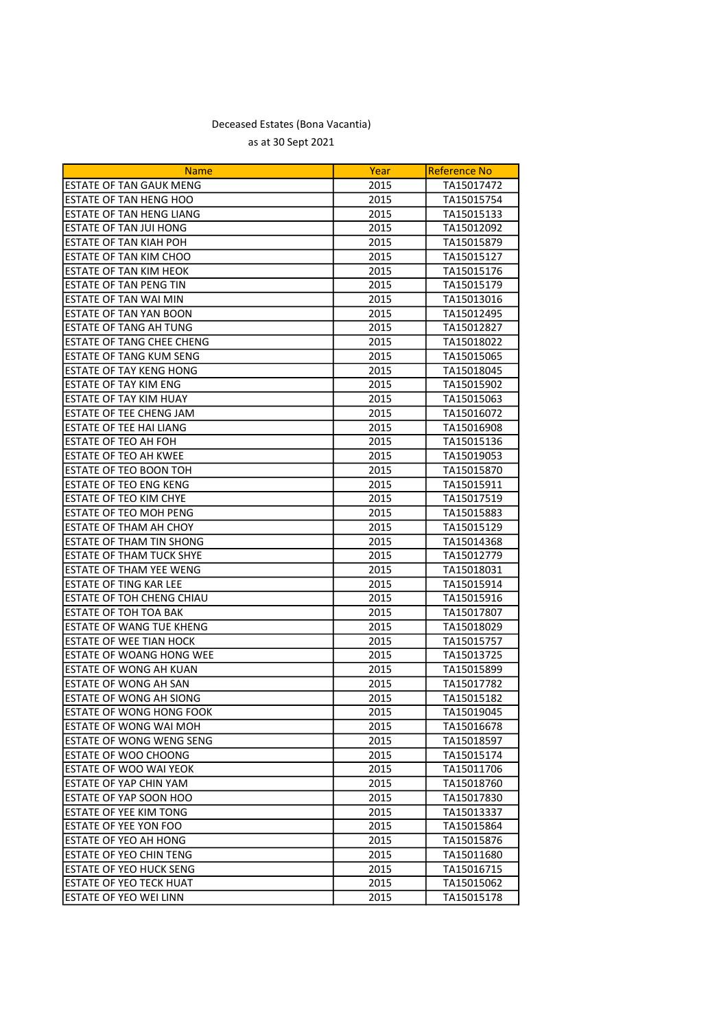Deceased Estates (Bona Vacantia)

as at 30 Sept 2021

| Name | Year | Reference No |
|---|---|---|
| ESTATE OF TAN GAUK MENG | 2015 | TA15017472 |
| ESTATE OF TAN HENG HOO | 2015 | TA15015754 |
| ESTATE OF TAN HENG LIANG | 2015 | TA15015133 |
| ESTATE OF TAN JUI HONG | 2015 | TA15012092 |
| ESTATE OF TAN KIAH POH | 2015 | TA15015879 |
| ESTATE OF TAN KIM CHOO | 2015 | TA15015127 |
| ESTATE OF TAN KIM HEOK | 2015 | TA15015176 |
| ESTATE OF TAN PENG TIN | 2015 | TA15015179 |
| ESTATE OF TAN WAI MIN | 2015 | TA15013016 |
| ESTATE OF TAN YAN BOON | 2015 | TA15012495 |
| ESTATE OF TANG AH TUNG | 2015 | TA15012827 |
| ESTATE OF TANG CHEE CHENG | 2015 | TA15018022 |
| ESTATE OF TANG KUM SENG | 2015 | TA15015065 |
| ESTATE OF TAY KENG HONG | 2015 | TA15018045 |
| ESTATE OF TAY KIM ENG | 2015 | TA15015902 |
| ESTATE OF TAY KIM HUAY | 2015 | TA15015063 |
| ESTATE OF TEE CHENG JAM | 2015 | TA15016072 |
| ESTATE OF TEE HAI LIANG | 2015 | TA15016908 |
| ESTATE OF TEO AH FOH | 2015 | TA15015136 |
| ESTATE OF TEO AH KWEE | 2015 | TA15019053 |
| ESTATE OF TEO BOON TOH | 2015 | TA15015870 |
| ESTATE OF TEO ENG KENG | 2015 | TA15015911 |
| ESTATE OF TEO KIM CHYE | 2015 | TA15017519 |
| ESTATE OF TEO MOH PENG | 2015 | TA15015883 |
| ESTATE OF THAM AH CHOY | 2015 | TA15015129 |
| ESTATE OF THAM TIN SHONG | 2015 | TA15014368 |
| ESTATE OF THAM TUCK SHYE | 2015 | TA15012779 |
| ESTATE OF THAM YEE WENG | 2015 | TA15018031 |
| ESTATE OF TING KAR LEE | 2015 | TA15015914 |
| ESTATE OF TOH CHENG CHIAU | 2015 | TA15015916 |
| ESTATE OF TOH TOA BAK | 2015 | TA15017807 |
| ESTATE OF WANG TUE KHENG | 2015 | TA15018029 |
| ESTATE OF WEE TIAN HOCK | 2015 | TA15015757 |
| ESTATE OF WOANG HONG WEE | 2015 | TA15013725 |
| ESTATE OF WONG AH KUAN | 2015 | TA15015899 |
| ESTATE OF WONG AH SAN | 2015 | TA15017782 |
| ESTATE OF WONG AH SIONG | 2015 | TA15015182 |
| ESTATE OF WONG HONG FOOK | 2015 | TA15019045 |
| ESTATE OF WONG WAI MOH | 2015 | TA15016678 |
| ESTATE OF WONG WENG SENG | 2015 | TA15018597 |
| ESTATE OF WOO CHOONG | 2015 | TA15015174 |
| ESTATE OF WOO WAI YEOK | 2015 | TA15011706 |
| ESTATE OF YAP CHIN YAM | 2015 | TA15018760 |
| ESTATE OF YAP SOON HOO | 2015 | TA15017830 |
| ESTATE OF YEE KIM TONG | 2015 | TA15013337 |
| ESTATE OF YEE YON FOO | 2015 | TA15015864 |
| ESTATE OF YEO AH HONG | 2015 | TA15015876 |
| ESTATE OF YEO CHIN TENG | 2015 | TA15011680 |
| ESTATE OF YEO HUCK SENG | 2015 | TA15016715 |
| ESTATE OF YEO TECK HUAT | 2015 | TA15015062 |
| ESTATE OF YEO WEI LINN | 2015 | TA15015178 |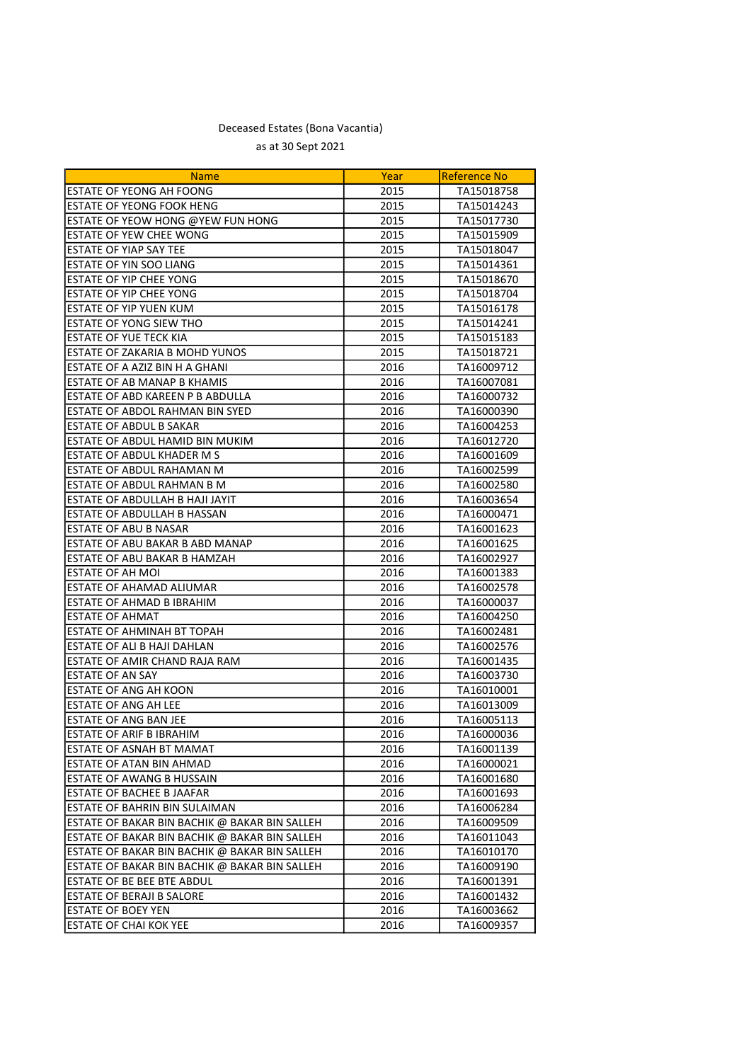Deceased Estates (Bona Vacantia)

as at 30 Sept 2021

| Name | Year | Reference No |
|---|---|---|
| ESTATE OF YEONG AH FOONG | 2015 | TA15018758 |
| ESTATE OF YEONG FOOK HENG | 2015 | TA15014243 |
| ESTATE OF YEOW HONG @YEW FUN HONG | 2015 | TA15017730 |
| ESTATE OF YEW CHEE WONG | 2015 | TA15015909 |
| ESTATE OF YIAP SAY TEE | 2015 | TA15018047 |
| ESTATE OF YIN SOO LIANG | 2015 | TA15014361 |
| ESTATE OF YIP CHEE YONG | 2015 | TA15018670 |
| ESTATE OF YIP CHEE YONG | 2015 | TA15018704 |
| ESTATE OF YIP YUEN KUM | 2015 | TA15016178 |
| ESTATE OF YONG SIEW THO | 2015 | TA15014241 |
| ESTATE OF YUE TECK KIA | 2015 | TA15015183 |
| ESTATE OF ZAKARIA B MOHD YUNOS | 2015 | TA15018721 |
| ESTATE OF A AZIZ BIN H A GHANI | 2016 | TA16009712 |
| ESTATE OF AB MANAP B KHAMIS | 2016 | TA16007081 |
| ESTATE OF ABD KAREEN P B ABDULLA | 2016 | TA16000732 |
| ESTATE OF ABDOL RAHMAN BIN SYED | 2016 | TA16000390 |
| ESTATE OF ABDUL B SAKAR | 2016 | TA16004253 |
| ESTATE OF ABDUL HAMID BIN MUKIM | 2016 | TA16012720 |
| ESTATE OF ABDUL KHADER M S | 2016 | TA16001609 |
| ESTATE OF ABDUL RAHAMAN M | 2016 | TA16002599 |
| ESTATE OF ABDUL RAHMAN B M | 2016 | TA16002580 |
| ESTATE OF ABDULLAH B HAJI JAYIT | 2016 | TA16003654 |
| ESTATE OF ABDULLAH B HASSAN | 2016 | TA16000471 |
| ESTATE OF ABU B NASAR | 2016 | TA16001623 |
| ESTATE OF ABU BAKAR B ABD MANAP | 2016 | TA16001625 |
| ESTATE OF ABU BAKAR B HAMZAH | 2016 | TA16002927 |
| ESTATE OF AH MOI | 2016 | TA16001383 |
| ESTATE OF AHAMAD ALIUMAR | 2016 | TA16002578 |
| ESTATE OF AHMAD B IBRAHIM | 2016 | TA16000037 |
| ESTATE OF AHMAT | 2016 | TA16004250 |
| ESTATE OF AHMINAH BT TOPAH | 2016 | TA16002481 |
| ESTATE OF ALI B HAJI DAHLAN | 2016 | TA16002576 |
| ESTATE OF AMIR CHAND RAJA RAM | 2016 | TA16001435 |
| ESTATE OF AN SAY | 2016 | TA16003730 |
| ESTATE OF ANG AH KOON | 2016 | TA16010001 |
| ESTATE OF ANG AH LEE | 2016 | TA16013009 |
| ESTATE OF ANG BAN JEE | 2016 | TA16005113 |
| ESTATE OF ARIF B IBRAHIM | 2016 | TA16000036 |
| ESTATE OF ASNAH BT MAMAT | 2016 | TA16001139 |
| ESTATE OF ATAN BIN AHMAD | 2016 | TA16000021 |
| ESTATE OF AWANG B HUSSAIN | 2016 | TA16001680 |
| ESTATE OF BACHEE B JAAFAR | 2016 | TA16001693 |
| ESTATE OF BAHRIN BIN SULAIMAN | 2016 | TA16006284 |
| ESTATE OF BAKAR BIN BACHIK @ BAKAR BIN SALLEH | 2016 | TA16009509 |
| ESTATE OF BAKAR BIN BACHIK @ BAKAR BIN SALLEH | 2016 | TA16011043 |
| ESTATE OF BAKAR BIN BACHIK @ BAKAR BIN SALLEH | 2016 | TA16010170 |
| ESTATE OF BAKAR BIN BACHIK @ BAKAR BIN SALLEH | 2016 | TA16009190 |
| ESTATE OF BE BEE BTE ABDUL | 2016 | TA16001391 |
| ESTATE OF BERAJI B SALORE | 2016 | TA16001432 |
| ESTATE OF BOEY YEN | 2016 | TA16003662 |
| ESTATE OF CHAI KOK YEE | 2016 | TA16009357 |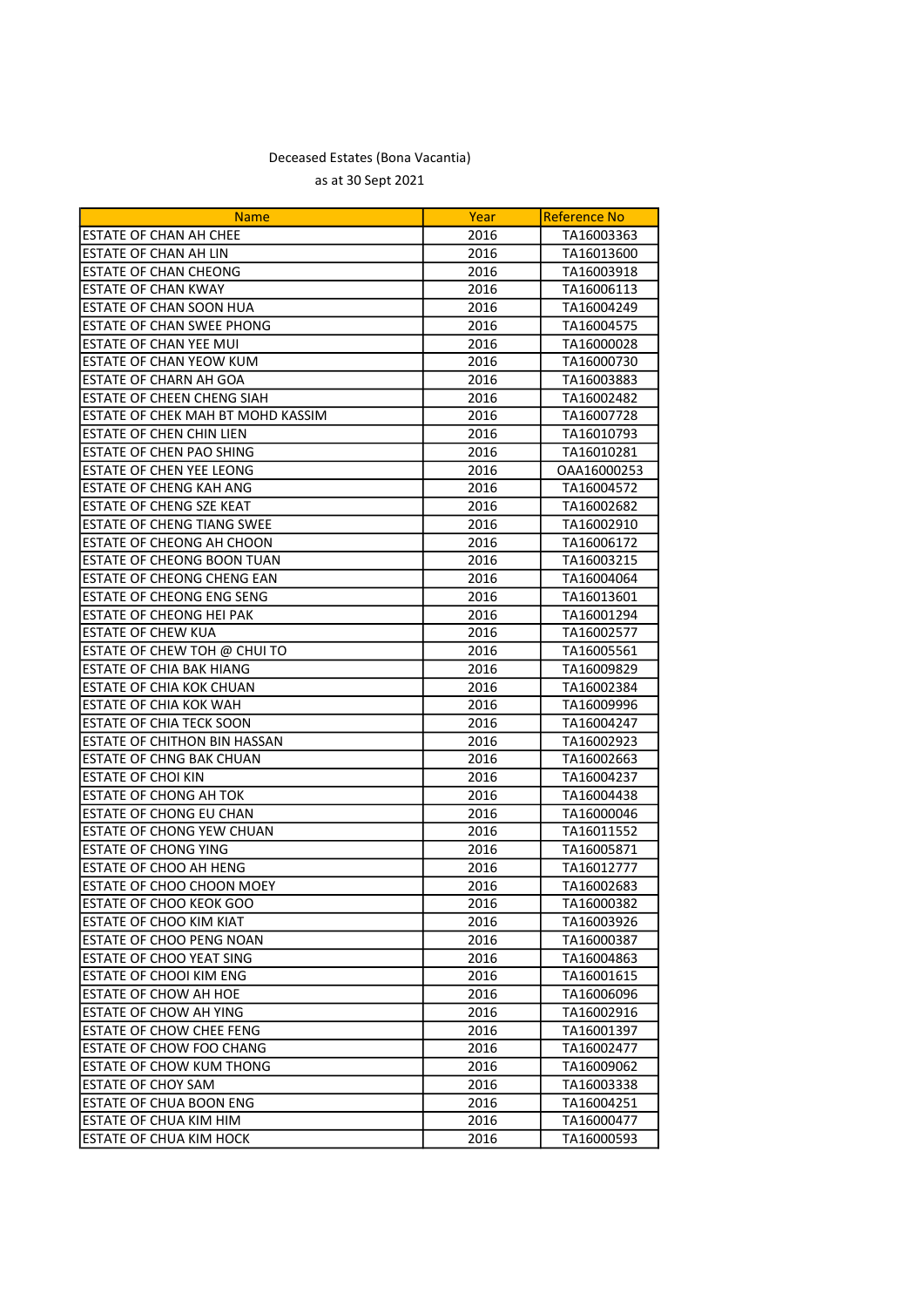Deceased Estates (Bona Vacantia)

as at 30 Sept 2021

| Name | Year | Reference No |
|---|---|---|
| ESTATE OF CHAN AH CHEE | 2016 | TA16003363 |
| ESTATE OF CHAN AH LIN | 2016 | TA16013600 |
| ESTATE OF CHAN CHEONG | 2016 | TA16003918 |
| ESTATE OF CHAN KWAY | 2016 | TA16006113 |
| ESTATE OF CHAN SOON HUA | 2016 | TA16004249 |
| ESTATE OF CHAN SWEE PHONG | 2016 | TA16004575 |
| ESTATE OF CHAN YEE MUI | 2016 | TA16000028 |
| ESTATE OF CHAN YEOW KUM | 2016 | TA16000730 |
| ESTATE OF CHARN AH GOA | 2016 | TA16003883 |
| ESTATE OF CHEEN CHENG SIAH | 2016 | TA16002482 |
| ESTATE OF CHEK MAH BT MOHD KASSIM | 2016 | TA16007728 |
| ESTATE OF CHEN CHIN LIEN | 2016 | TA16010793 |
| ESTATE OF CHEN PAO SHING | 2016 | TA16010281 |
| ESTATE OF CHEN YEE LEONG | 2016 | OAA16000253 |
| ESTATE OF CHENG KAH ANG | 2016 | TA16004572 |
| ESTATE OF CHENG SZE KEAT | 2016 | TA16002682 |
| ESTATE OF CHENG TIANG SWEE | 2016 | TA16002910 |
| ESTATE OF CHEONG AH CHOON | 2016 | TA16006172 |
| ESTATE OF CHEONG BOON TUAN | 2016 | TA16003215 |
| ESTATE OF CHEONG CHENG EAN | 2016 | TA16004064 |
| ESTATE OF CHEONG ENG SENG | 2016 | TA16013601 |
| ESTATE OF CHEONG HEI PAK | 2016 | TA16001294 |
| ESTATE OF CHEW KUA | 2016 | TA16002577 |
| ESTATE OF CHEW TOH @ CHUI TO | 2016 | TA16005561 |
| ESTATE OF CHIA BAK HIANG | 2016 | TA16009829 |
| ESTATE OF CHIA KOK CHUAN | 2016 | TA16002384 |
| ESTATE OF CHIA KOK WAH | 2016 | TA16009996 |
| ESTATE OF CHIA TECK SOON | 2016 | TA16004247 |
| ESTATE OF CHITHON BIN HASSAN | 2016 | TA16002923 |
| ESTATE OF CHNG BAK CHUAN | 2016 | TA16002663 |
| ESTATE OF CHOI KIN | 2016 | TA16004237 |
| ESTATE OF CHONG AH TOK | 2016 | TA16004438 |
| ESTATE OF CHONG EU CHAN | 2016 | TA16000046 |
| ESTATE OF CHONG YEW CHUAN | 2016 | TA16011552 |
| ESTATE OF CHONG YING | 2016 | TA16005871 |
| ESTATE OF CHOO AH HENG | 2016 | TA16012777 |
| ESTATE OF CHOO CHOON MOEY | 2016 | TA16002683 |
| ESTATE OF CHOO KEOK GOO | 2016 | TA16000382 |
| ESTATE OF CHOO KIM KIAT | 2016 | TA16003926 |
| ESTATE OF CHOO PENG NOAN | 2016 | TA16000387 |
| ESTATE OF CHOO YEAT SING | 2016 | TA16004863 |
| ESTATE OF CHOOI KIM ENG | 2016 | TA16001615 |
| ESTATE OF CHOW AH HOE | 2016 | TA16006096 |
| ESTATE OF CHOW AH YING | 2016 | TA16002916 |
| ESTATE OF CHOW CHEE FENG | 2016 | TA16001397 |
| ESTATE OF CHOW FOO CHANG | 2016 | TA16002477 |
| ESTATE OF CHOW KUM THONG | 2016 | TA16009062 |
| ESTATE OF CHOY SAM | 2016 | TA16003338 |
| ESTATE OF CHUA BOON ENG | 2016 | TA16004251 |
| ESTATE OF CHUA KIM HIM | 2016 | TA16000477 |
| ESTATE OF CHUA KIM HOCK | 2016 | TA16000593 |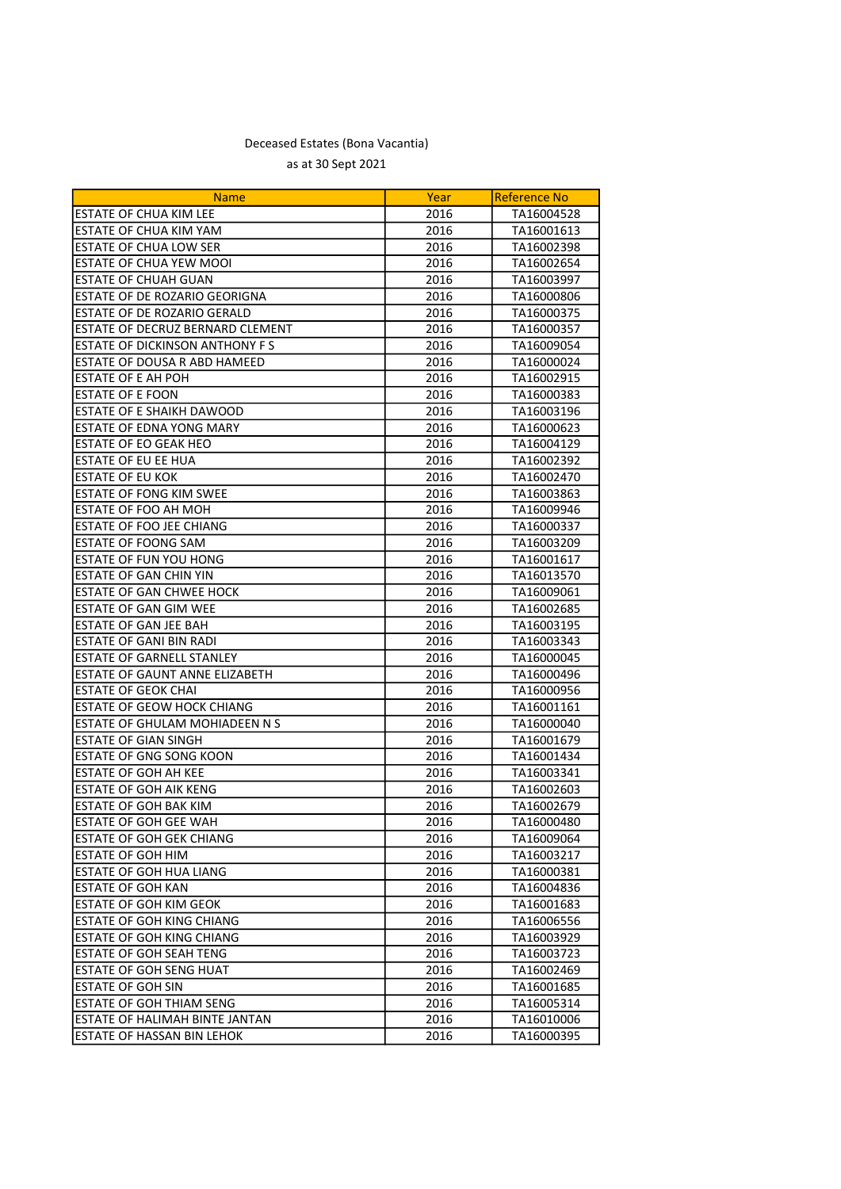Deceased Estates (Bona Vacantia)

as at 30 Sept 2021

| Name | Year | Reference No |
|---|---|---|
| ESTATE OF CHUA KIM LEE | 2016 | TA16004528 |
| ESTATE OF CHUA KIM YAM | 2016 | TA16001613 |
| ESTATE OF CHUA LOW SER | 2016 | TA16002398 |
| ESTATE OF CHUA YEW MOOI | 2016 | TA16002654 |
| ESTATE OF CHUAH GUAN | 2016 | TA16003997 |
| ESTATE OF DE ROZARIO GEORIGNA | 2016 | TA16000806 |
| ESTATE OF DE ROZARIO GERALD | 2016 | TA16000375 |
| ESTATE OF DECRUZ BERNARD CLEMENT | 2016 | TA16000357 |
| ESTATE OF DICKINSON ANTHONY F S | 2016 | TA16009054 |
| ESTATE OF DOUSA R ABD HAMEED | 2016 | TA16000024 |
| ESTATE OF E AH POH | 2016 | TA16002915 |
| ESTATE OF E FOON | 2016 | TA16000383 |
| ESTATE OF E SHAIKH DAWOOD | 2016 | TA16003196 |
| ESTATE OF EDNA YONG MARY | 2016 | TA16000623 |
| ESTATE OF EO GEAK HEO | 2016 | TA16004129 |
| ESTATE OF EU EE HUA | 2016 | TA16002392 |
| ESTATE OF EU KOK | 2016 | TA16002470 |
| ESTATE OF FONG KIM SWEE | 2016 | TA16003863 |
| ESTATE OF FOO AH MOH | 2016 | TA16009946 |
| ESTATE OF FOO JEE CHIANG | 2016 | TA16000337 |
| ESTATE OF FOONG SAM | 2016 | TA16003209 |
| ESTATE OF FUN YOU HONG | 2016 | TA16001617 |
| ESTATE OF GAN CHIN YIN | 2016 | TA16013570 |
| ESTATE OF GAN CHWEE HOCK | 2016 | TA16009061 |
| ESTATE OF GAN GIM WEE | 2016 | TA16002685 |
| ESTATE OF GAN JEE BAH | 2016 | TA16003195 |
| ESTATE OF GANI BIN RADI | 2016 | TA16003343 |
| ESTATE OF GARNELL STANLEY | 2016 | TA16000045 |
| ESTATE OF GAUNT ANNE ELIZABETH | 2016 | TA16000496 |
| ESTATE OF GEOK CHAI | 2016 | TA16000956 |
| ESTATE OF GEOW HOCK CHIANG | 2016 | TA16001161 |
| ESTATE OF GHULAM MOHIADEEN N S | 2016 | TA16000040 |
| ESTATE OF GIAN SINGH | 2016 | TA16001679 |
| ESTATE OF GNG SONG KOON | 2016 | TA16001434 |
| ESTATE OF GOH AH KEE | 2016 | TA16003341 |
| ESTATE OF GOH AIK KENG | 2016 | TA16002603 |
| ESTATE OF GOH BAK KIM | 2016 | TA16002679 |
| ESTATE OF GOH GEE WAH | 2016 | TA16000480 |
| ESTATE OF GOH GEK CHIANG | 2016 | TA16009064 |
| ESTATE OF GOH HIM | 2016 | TA16003217 |
| ESTATE OF GOH HUA LIANG | 2016 | TA16000381 |
| ESTATE OF GOH KAN | 2016 | TA16004836 |
| ESTATE OF GOH KIM GEOK | 2016 | TA16001683 |
| ESTATE OF GOH KING CHIANG | 2016 | TA16006556 |
| ESTATE OF GOH KING CHIANG | 2016 | TA16003929 |
| ESTATE OF GOH SEAH TENG | 2016 | TA16003723 |
| ESTATE OF GOH SENG HUAT | 2016 | TA16002469 |
| ESTATE OF GOH SIN | 2016 | TA16001685 |
| ESTATE OF GOH THIAM SENG | 2016 | TA16005314 |
| ESTATE OF HALIMAH BINTE JANTAN | 2016 | TA16010006 |
| ESTATE OF HASSAN BIN LEHOK | 2016 | TA16000395 |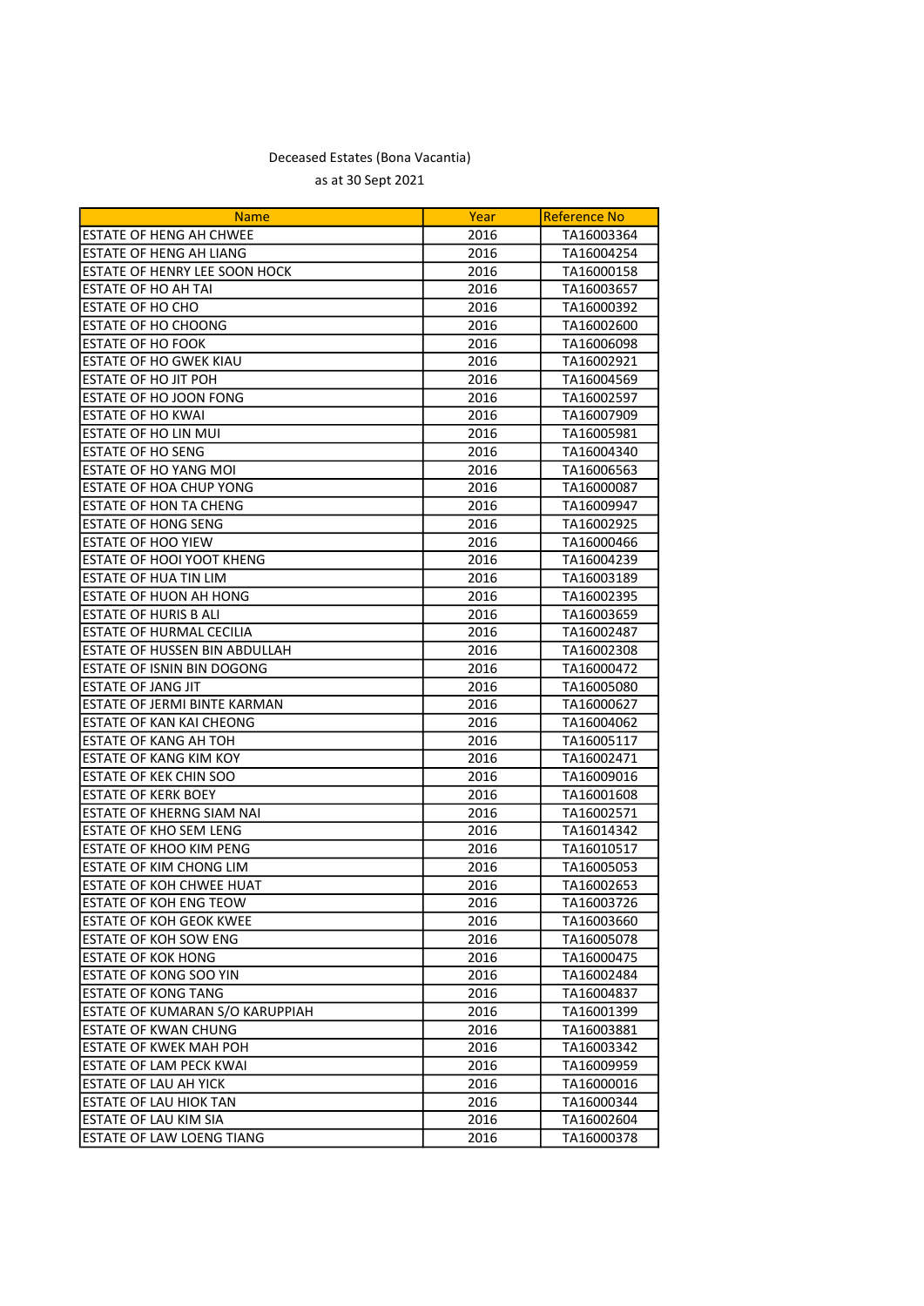Deceased Estates (Bona Vacantia)

as at 30 Sept 2021

| Name | Year | Reference No |
|---|---|---|
| ESTATE OF HENG AH CHWEE | 2016 | TA16003364 |
| ESTATE OF HENG AH LIANG | 2016 | TA16004254 |
| ESTATE OF HENRY LEE SOON HOCK | 2016 | TA16000158 |
| ESTATE OF HO AH TAI | 2016 | TA16003657 |
| ESTATE OF HO CHO | 2016 | TA16000392 |
| ESTATE OF HO CHOONG | 2016 | TA16002600 |
| ESTATE OF HO FOOK | 2016 | TA16006098 |
| ESTATE OF HO GWEK KIAU | 2016 | TA16002921 |
| ESTATE OF HO JIT POH | 2016 | TA16004569 |
| ESTATE OF HO JOON FONG | 2016 | TA16002597 |
| ESTATE OF HO KWAI | 2016 | TA16007909 |
| ESTATE OF HO LIN MUI | 2016 | TA16005981 |
| ESTATE OF HO SENG | 2016 | TA16004340 |
| ESTATE OF HO YANG MOI | 2016 | TA16006563 |
| ESTATE OF HOA CHUP YONG | 2016 | TA16000087 |
| ESTATE OF HON TA CHENG | 2016 | TA16009947 |
| ESTATE OF HONG SENG | 2016 | TA16002925 |
| ESTATE OF HOO YIEW | 2016 | TA16000466 |
| ESTATE OF HOOI YOOT KHENG | 2016 | TA16004239 |
| ESTATE OF HUA TIN LIM | 2016 | TA16003189 |
| ESTATE OF HUON AH HONG | 2016 | TA16002395 |
| ESTATE OF HURIS B ALI | 2016 | TA16003659 |
| ESTATE OF HURMAL CECILIA | 2016 | TA16002487 |
| ESTATE OF HUSSEN BIN ABDULLAH | 2016 | TA16002308 |
| ESTATE OF ISNIN BIN DOGONG | 2016 | TA16000472 |
| ESTATE OF JANG JIT | 2016 | TA16005080 |
| ESTATE OF JERMI BINTE KARMAN | 2016 | TA16000627 |
| ESTATE OF KAN KAI CHEONG | 2016 | TA16004062 |
| ESTATE OF KANG AH TOH | 2016 | TA16005117 |
| ESTATE OF KANG KIM KOY | 2016 | TA16002471 |
| ESTATE OF KEK CHIN SOO | 2016 | TA16009016 |
| ESTATE OF KERK BOEY | 2016 | TA16001608 |
| ESTATE OF KHERNG SIAM NAI | 2016 | TA16002571 |
| ESTATE OF KHO SEM LENG | 2016 | TA16014342 |
| ESTATE OF KHOO KIM PENG | 2016 | TA16010517 |
| ESTATE OF KIM CHONG LIM | 2016 | TA16005053 |
| ESTATE OF KOH CHWEE HUAT | 2016 | TA16002653 |
| ESTATE OF KOH ENG TEOW | 2016 | TA16003726 |
| ESTATE OF KOH GEOK KWEE | 2016 | TA16003660 |
| ESTATE OF KOH SOW ENG | 2016 | TA16005078 |
| ESTATE OF KOK HONG | 2016 | TA16000475 |
| ESTATE OF KONG SOO YIN | 2016 | TA16002484 |
| ESTATE OF KONG TANG | 2016 | TA16004837 |
| ESTATE OF KUMARAN S/O KARUPPIAH | 2016 | TA16001399 |
| ESTATE OF KWAN CHUNG | 2016 | TA16003881 |
| ESTATE OF KWEK MAH POH | 2016 | TA16003342 |
| ESTATE OF LAM PECK KWAI | 2016 | TA16009959 |
| ESTATE OF LAU AH YICK | 2016 | TA16000016 |
| ESTATE OF LAU HIOK TAN | 2016 | TA16000344 |
| ESTATE OF LAU KIM SIA | 2016 | TA16002604 |
| ESTATE OF LAW LOENG TIANG | 2016 | TA16000378 |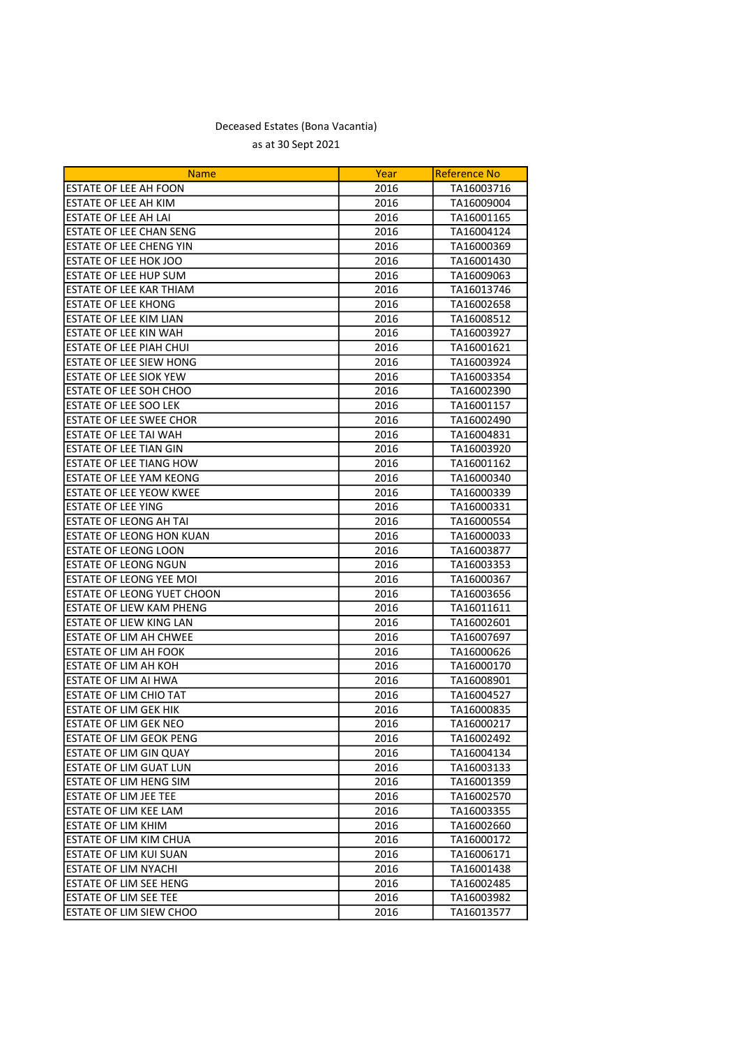Deceased Estates (Bona Vacantia)

as at 30 Sept 2021

| Name | Year | Reference No |
|---|---|---|
| ESTATE OF LEE AH FOON | 2016 | TA16003716 |
| ESTATE OF LEE AH KIM | 2016 | TA16009004 |
| ESTATE OF LEE AH LAI | 2016 | TA16001165 |
| ESTATE OF LEE CHAN SENG | 2016 | TA16004124 |
| ESTATE OF LEE CHENG YIN | 2016 | TA16000369 |
| ESTATE OF LEE HOK JOO | 2016 | TA16001430 |
| ESTATE OF LEE HUP SUM | 2016 | TA16009063 |
| ESTATE OF LEE KAR THIAM | 2016 | TA16013746 |
| ESTATE OF LEE KHONG | 2016 | TA16002658 |
| ESTATE OF LEE KIM LIAN | 2016 | TA16008512 |
| ESTATE OF LEE KIN WAH | 2016 | TA16003927 |
| ESTATE OF LEE PIAH CHUI | 2016 | TA16001621 |
| ESTATE OF LEE SIEW HONG | 2016 | TA16003924 |
| ESTATE OF LEE SIOK YEW | 2016 | TA16003354 |
| ESTATE OF LEE SOH CHOO | 2016 | TA16002390 |
| ESTATE OF LEE SOO LEK | 2016 | TA16001157 |
| ESTATE OF LEE SWEE CHOR | 2016 | TA16002490 |
| ESTATE OF LEE TAI WAH | 2016 | TA16004831 |
| ESTATE OF LEE TIAN GIN | 2016 | TA16003920 |
| ESTATE OF LEE TIANG HOW | 2016 | TA16001162 |
| ESTATE OF LEE YAM KEONG | 2016 | TA16000340 |
| ESTATE OF LEE YEOW KWEE | 2016 | TA16000339 |
| ESTATE OF LEE YING | 2016 | TA16000331 |
| ESTATE OF LEONG AH TAI | 2016 | TA16000554 |
| ESTATE OF LEONG HON KUAN | 2016 | TA16000033 |
| ESTATE OF LEONG LOON | 2016 | TA16003877 |
| ESTATE OF LEONG NGUN | 2016 | TA16003353 |
| ESTATE OF LEONG YEE MOI | 2016 | TA16000367 |
| ESTATE OF LEONG YUET CHOON | 2016 | TA16003656 |
| ESTATE OF LIEW KAM PHENG | 2016 | TA16011611 |
| ESTATE OF LIEW KING LAN | 2016 | TA16002601 |
| ESTATE OF LIM AH CHWEE | 2016 | TA16007697 |
| ESTATE OF LIM AH FOOK | 2016 | TA16000626 |
| ESTATE OF LIM AH KOH | 2016 | TA16000170 |
| ESTATE OF LIM AI HWA | 2016 | TA16008901 |
| ESTATE OF LIM CHIO TAT | 2016 | TA16004527 |
| ESTATE OF LIM GEK HIK | 2016 | TA16000835 |
| ESTATE OF LIM GEK NEO | 2016 | TA16000217 |
| ESTATE OF LIM GEOK PENG | 2016 | TA16002492 |
| ESTATE OF LIM GIN QUAY | 2016 | TA16004134 |
| ESTATE OF LIM GUAT LUN | 2016 | TA16003133 |
| ESTATE OF LIM HENG SIM | 2016 | TA16001359 |
| ESTATE OF LIM JEE TEE | 2016 | TA16002570 |
| ESTATE OF LIM KEE LAM | 2016 | TA16003355 |
| ESTATE OF LIM KHIM | 2016 | TA16002660 |
| ESTATE OF LIM KIM CHUA | 2016 | TA16000172 |
| ESTATE OF LIM KUI SUAN | 2016 | TA16006171 |
| ESTATE OF LIM NYACHI | 2016 | TA16001438 |
| ESTATE OF LIM SEE HENG | 2016 | TA16002485 |
| ESTATE OF LIM SEE TEE | 2016 | TA16003982 |
| ESTATE OF LIM SIEW CHOO | 2016 | TA16013577 |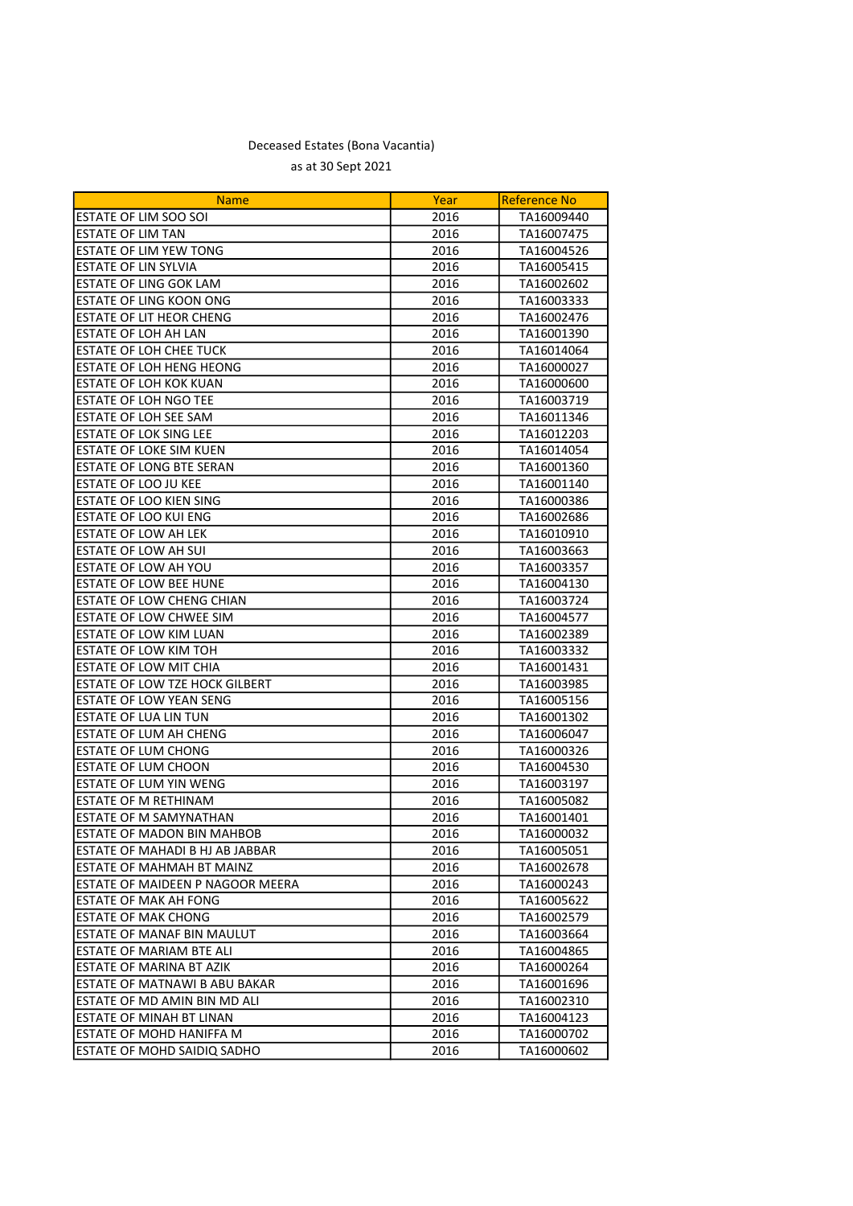Deceased Estates (Bona Vacantia)

as at 30 Sept 2021

| Name | Year | Reference No |
|---|---|---|
| ESTATE OF LIM SOO SOI | 2016 | TA16009440 |
| ESTATE OF LIM TAN | 2016 | TA16007475 |
| ESTATE OF LIM YEW TONG | 2016 | TA16004526 |
| ESTATE OF LIN SYLVIA | 2016 | TA16005415 |
| ESTATE OF LING GOK LAM | 2016 | TA16002602 |
| ESTATE OF LING KOON ONG | 2016 | TA16003333 |
| ESTATE OF LIT HEOR CHENG | 2016 | TA16002476 |
| ESTATE OF LOH AH LAN | 2016 | TA16001390 |
| ESTATE OF LOH CHEE TUCK | 2016 | TA16014064 |
| ESTATE OF LOH HENG HEONG | 2016 | TA16000027 |
| ESTATE OF LOH KOK KUAN | 2016 | TA16000600 |
| ESTATE OF LOH NGO TEE | 2016 | TA16003719 |
| ESTATE OF LOH SEE SAM | 2016 | TA16011346 |
| ESTATE OF LOK SING LEE | 2016 | TA16012203 |
| ESTATE OF LOKE SIM KUEN | 2016 | TA16014054 |
| ESTATE OF LONG BTE SERAN | 2016 | TA16001360 |
| ESTATE OF LOO JU KEE | 2016 | TA16001140 |
| ESTATE OF LOO KIEN SING | 2016 | TA16000386 |
| ESTATE OF LOO KUI ENG | 2016 | TA16002686 |
| ESTATE OF LOW AH LEK | 2016 | TA16010910 |
| ESTATE OF LOW AH SUI | 2016 | TA16003663 |
| ESTATE OF LOW AH YOU | 2016 | TA16003357 |
| ESTATE OF LOW BEE HUNE | 2016 | TA16004130 |
| ESTATE OF LOW CHENG CHIAN | 2016 | TA16003724 |
| ESTATE OF LOW CHWEE SIM | 2016 | TA16004577 |
| ESTATE OF LOW KIM LUAN | 2016 | TA16002389 |
| ESTATE OF LOW KIM TOH | 2016 | TA16003332 |
| ESTATE OF LOW MIT CHIA | 2016 | TA16001431 |
| ESTATE OF LOW TZE HOCK GILBERT | 2016 | TA16003985 |
| ESTATE OF LOW YEAN SENG | 2016 | TA16005156 |
| ESTATE OF LUA LIN TUN | 2016 | TA16001302 |
| ESTATE OF LUM AH CHENG | 2016 | TA16006047 |
| ESTATE OF LUM CHONG | 2016 | TA16000326 |
| ESTATE OF LUM CHOON | 2016 | TA16004530 |
| ESTATE OF LUM YIN WENG | 2016 | TA16003197 |
| ESTATE OF M RETHINAM | 2016 | TA16005082 |
| ESTATE OF M SAMYNATHAN | 2016 | TA16001401 |
| ESTATE OF MADON BIN MAHBOB | 2016 | TA16000032 |
| ESTATE OF MAHADI B HJ AB JABBAR | 2016 | TA16005051 |
| ESTATE OF MAHMAH BT MAINZ | 2016 | TA16002678 |
| ESTATE OF MAIDEEN P NAGOOR MEERA | 2016 | TA16000243 |
| ESTATE OF MAK AH FONG | 2016 | TA16005622 |
| ESTATE OF MAK CHONG | 2016 | TA16002579 |
| ESTATE OF MANAF BIN MAULUT | 2016 | TA16003664 |
| ESTATE OF MARIAM BTE ALI | 2016 | TA16004865 |
| ESTATE OF MARINA BT AZIK | 2016 | TA16000264 |
| ESTATE OF MATNAWI B ABU BAKAR | 2016 | TA16001696 |
| ESTATE OF MD AMIN BIN MD ALI | 2016 | TA16002310 |
| ESTATE OF MINAH BT LINAN | 2016 | TA16004123 |
| ESTATE OF MOHD HANIFFA M | 2016 | TA16000702 |
| ESTATE OF MOHD SAIDIQ SADHO | 2016 | TA16000602 |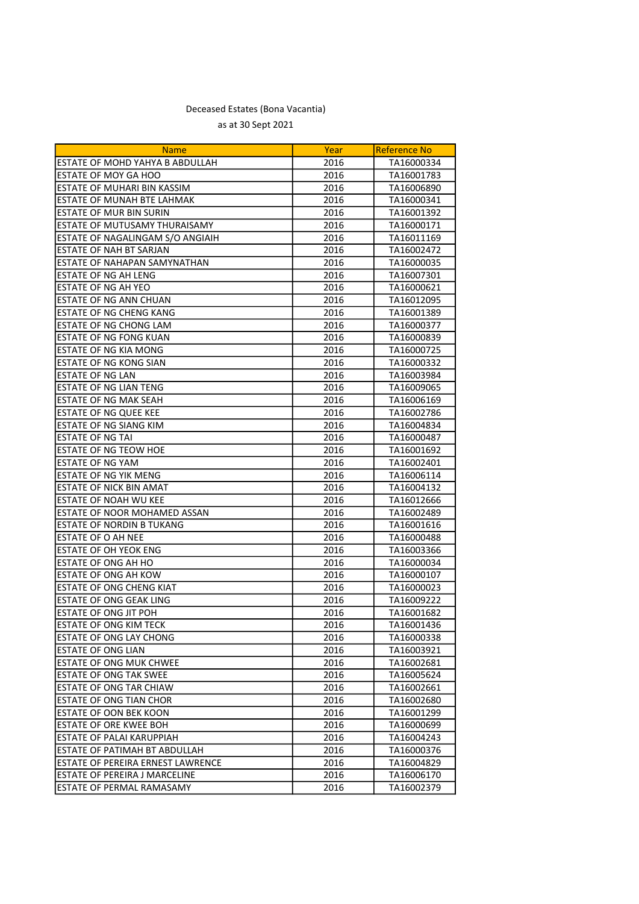Deceased Estates (Bona Vacantia)

as at 30 Sept 2021

| Name | Year | Reference No |
|---|---|---|
| ESTATE OF MOHD YAHYA B ABDULLAH | 2016 | TA16000334 |
| ESTATE OF MOY GA HOO | 2016 | TA16001783 |
| ESTATE OF MUHARI BIN KASSIM | 2016 | TA16006890 |
| ESTATE OF MUNAH BTE LAHMAK | 2016 | TA16000341 |
| ESTATE OF MUR BIN SURIN | 2016 | TA16001392 |
| ESTATE OF MUTUSAMY THURAISAMY | 2016 | TA16000171 |
| ESTATE OF NAGALINGAM S/O ANGIAIH | 2016 | TA16011169 |
| ESTATE OF NAH BT SARJAN | 2016 | TA16002472 |
| ESTATE OF NAHAPAN SAMYNATHAN | 2016 | TA16000035 |
| ESTATE OF NG AH LENG | 2016 | TA16007301 |
| ESTATE OF NG AH YEO | 2016 | TA16000621 |
| ESTATE OF NG ANN CHUAN | 2016 | TA16012095 |
| ESTATE OF NG CHENG KANG | 2016 | TA16001389 |
| ESTATE OF NG CHONG LAM | 2016 | TA16000377 |
| ESTATE OF NG FONG KUAN | 2016 | TA16000839 |
| ESTATE OF NG KIA MONG | 2016 | TA16000725 |
| ESTATE OF NG KONG SIAN | 2016 | TA16000332 |
| ESTATE OF NG LAN | 2016 | TA16003984 |
| ESTATE OF NG LIAN TENG | 2016 | TA16009065 |
| ESTATE OF NG MAK SEAH | 2016 | TA16006169 |
| ESTATE OF NG QUEE KEE | 2016 | TA16002786 |
| ESTATE OF NG SIANG KIM | 2016 | TA16004834 |
| ESTATE OF NG TAI | 2016 | TA16000487 |
| ESTATE OF NG TEOW HOE | 2016 | TA16001692 |
| ESTATE OF NG YAM | 2016 | TA16002401 |
| ESTATE OF NG YIK MENG | 2016 | TA16006114 |
| ESTATE OF NICK BIN AMAT | 2016 | TA16004132 |
| ESTATE OF NOAH WU KEE | 2016 | TA16012666 |
| ESTATE OF NOOR MOHAMED ASSAN | 2016 | TA16002489 |
| ESTATE OF NORDIN B TUKANG | 2016 | TA16001616 |
| ESTATE OF O AH NEE | 2016 | TA16000488 |
| ESTATE OF OH YEOK ENG | 2016 | TA16003366 |
| ESTATE OF ONG AH HO | 2016 | TA16000034 |
| ESTATE OF ONG AH KOW | 2016 | TA16000107 |
| ESTATE OF ONG CHENG KIAT | 2016 | TA16000023 |
| ESTATE OF ONG GEAK LING | 2016 | TA16009222 |
| ESTATE OF ONG JIT POH | 2016 | TA16001682 |
| ESTATE OF ONG KIM TECK | 2016 | TA16001436 |
| ESTATE OF ONG LAY CHONG | 2016 | TA16000338 |
| ESTATE OF ONG LIAN | 2016 | TA16003921 |
| ESTATE OF ONG MUK CHWEE | 2016 | TA16002681 |
| ESTATE OF ONG TAK SWEE | 2016 | TA16005624 |
| ESTATE OF ONG TAR CHIAW | 2016 | TA16002661 |
| ESTATE OF ONG TIAN CHOR | 2016 | TA16002680 |
| ESTATE OF OON BEK KOON | 2016 | TA16001299 |
| ESTATE OF ORE KWEE BOH | 2016 | TA16000699 |
| ESTATE OF PALAI KARUPPIAH | 2016 | TA16004243 |
| ESTATE OF PATIMAH BT ABDULLAH | 2016 | TA16000376 |
| ESTATE OF PEREIRA ERNEST LAWRENCE | 2016 | TA16004829 |
| ESTATE OF PEREIRA J MARCELINE | 2016 | TA16006170 |
| ESTATE OF PERMAL RAMASAMY | 2016 | TA16002379 |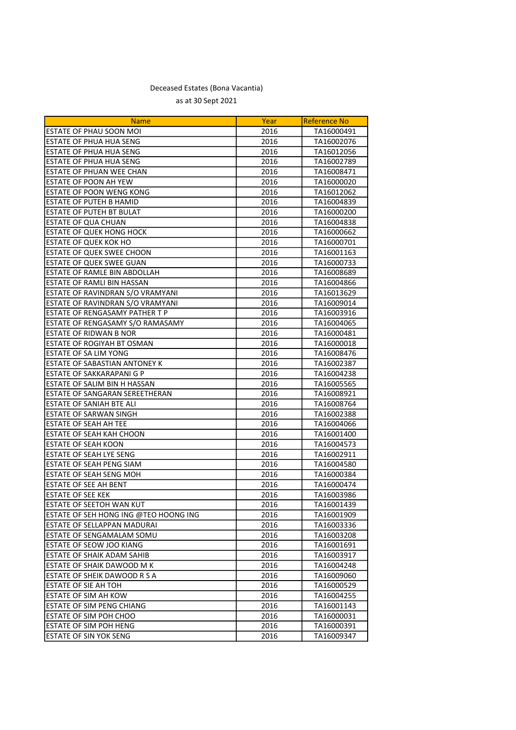Deceased Estates (Bona Vacantia)

as at 30 Sept 2021

| Name | Year | Reference No |
|---|---|---|
| ESTATE OF PHAU SOON MOI | 2016 | TA16000491 |
| ESTATE OF PHUA HUA SENG | 2016 | TA16002076 |
| ESTATE OF PHUA HUA SENG | 2016 | TA16012056 |
| ESTATE OF PHUA HUA SENG | 2016 | TA16002789 |
| ESTATE OF PHUAN WEE CHAN | 2016 | TA16008471 |
| ESTATE OF POON AH YEW | 2016 | TA16000020 |
| ESTATE OF POON WENG KONG | 2016 | TA16012062 |
| ESTATE OF PUTEH B HAMID | 2016 | TA16004839 |
| ESTATE OF PUTEH BT BULAT | 2016 | TA16000200 |
| ESTATE OF QUA CHUAN | 2016 | TA16004838 |
| ESTATE OF QUEK HONG HOCK | 2016 | TA16000662 |
| ESTATE OF QUEK KOK HO | 2016 | TA16000701 |
| ESTATE OF QUEK SWEE CHOON | 2016 | TA16001163 |
| ESTATE OF QUEK SWEE GUAN | 2016 | TA16000733 |
| ESTATE OF RAMLE BIN ABDOLLAH | 2016 | TA16008689 |
| ESTATE OF RAMLI BIN HASSAN | 2016 | TA16004866 |
| ESTATE OF RAVINDRAN S/O VRAMYANI | 2016 | TA16013629 |
| ESTATE OF RAVINDRAN S/O VRAMYANI | 2016 | TA16009014 |
| ESTATE OF RENGASAMY PATHER T P | 2016 | TA16003916 |
| ESTATE OF RENGASAMY S/O RAMASAMY | 2016 | TA16004065 |
| ESTATE OF RIDWAN B NOR | 2016 | TA16000481 |
| ESTATE OF ROGIYAH BT OSMAN | 2016 | TA16000018 |
| ESTATE OF SA LIM YONG | 2016 | TA16008476 |
| ESTATE OF SABASTIAN ANTONEY K | 2016 | TA16002387 |
| ESTATE OF SAKKARAPANI G P | 2016 | TA16004238 |
| ESTATE OF SALIM BIN H HASSAN | 2016 | TA16005565 |
| ESTATE OF SANGARAN SEREETHERAN | 2016 | TA16008921 |
| ESTATE OF SANIAH BTE ALI | 2016 | TA16008764 |
| ESTATE OF SARWAN SINGH | 2016 | TA16002388 |
| ESTATE OF SEAH AH TEE | 2016 | TA16004066 |
| ESTATE OF SEAH KAH CHOON | 2016 | TA16001400 |
| ESTATE OF SEAH KOON | 2016 | TA16004573 |
| ESTATE OF SEAH LYE SENG | 2016 | TA16002911 |
| ESTATE OF SEAH PENG SIAM | 2016 | TA16004580 |
| ESTATE OF SEAH SENG MOH | 2016 | TA16000384 |
| ESTATE OF SEE AH BENT | 2016 | TA16000474 |
| ESTATE OF SEE KEK | 2016 | TA16003986 |
| ESTATE OF SEETOH WAN KUT | 2016 | TA16001439 |
| ESTATE OF SEH HONG ING @TEO HOONG ING | 2016 | TA16001909 |
| ESTATE OF SELLAPPAN MADURAI | 2016 | TA16003336 |
| ESTATE OF SENGAMALAM SOMU | 2016 | TA16003208 |
| ESTATE OF SEOW JOO KIANG | 2016 | TA16001691 |
| ESTATE OF SHAIK ADAM SAHIB | 2016 | TA16003917 |
| ESTATE OF SHAIK DAWOOD M K | 2016 | TA16004248 |
| ESTATE OF SHEIK DAWOOD R S A | 2016 | TA16009060 |
| ESTATE OF SIE AH TOH | 2016 | TA16000529 |
| ESTATE OF SIM AH KOW | 2016 | TA16004255 |
| ESTATE OF SIM PENG CHIANG | 2016 | TA16001143 |
| ESTATE OF SIM POH CHOO | 2016 | TA16000031 |
| ESTATE OF SIM POH HENG | 2016 | TA16000391 |
| ESTATE OF SIN YOK SENG | 2016 | TA16009347 |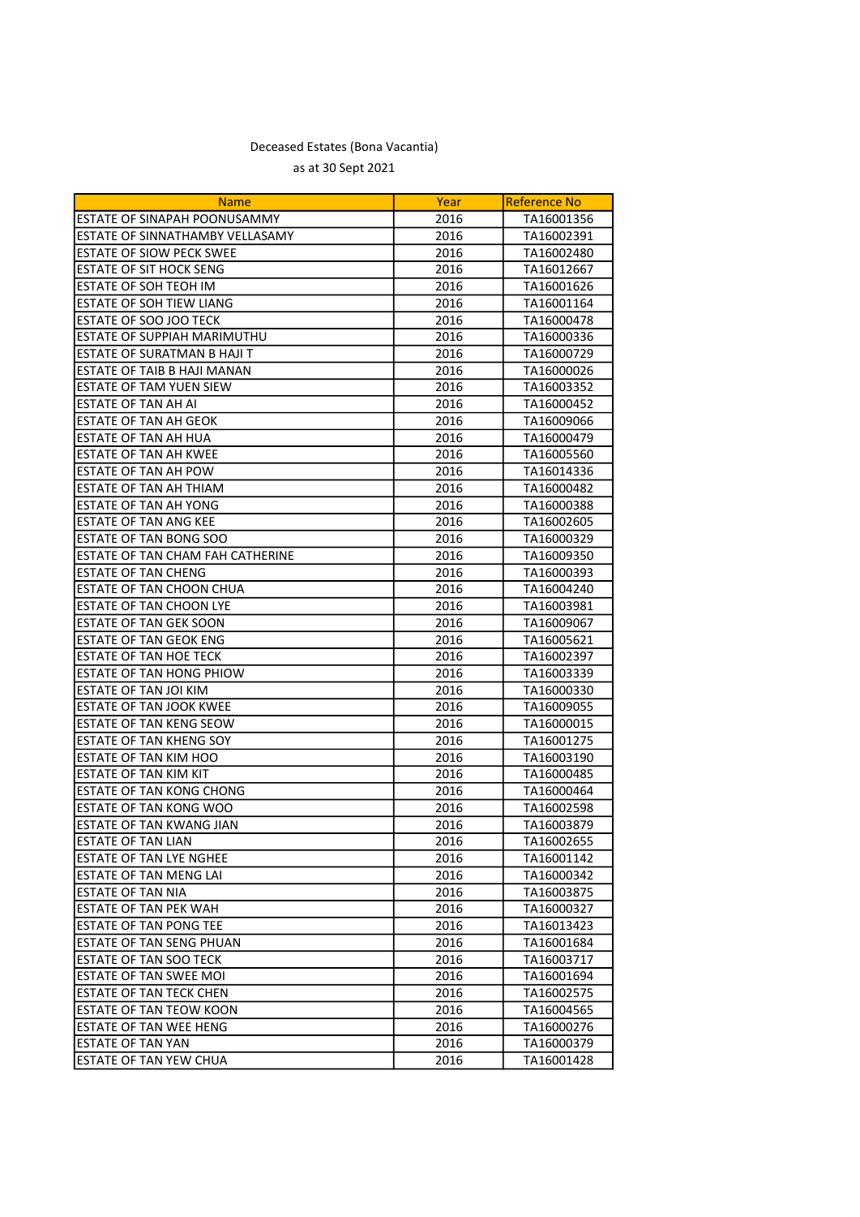Deceased Estates (Bona Vacantia)

as at 30 Sept 2021

| Name | Year | Reference No |
|---|---|---|
| ESTATE OF SINAPAH POONUSAMMY | 2016 | TA16001356 |
| ESTATE OF SINNATHAMBY VELLASAMY | 2016 | TA16002391 |
| ESTATE OF SIOW PECK SWEE | 2016 | TA16002480 |
| ESTATE OF SIT HOCK SENG | 2016 | TA16012667 |
| ESTATE OF SOH TEOH IM | 2016 | TA16001626 |
| ESTATE OF SOH TIEW LIANG | 2016 | TA16001164 |
| ESTATE OF SOO JOO TECK | 2016 | TA16000478 |
| ESTATE OF SUPPIAH MARIMUTHU | 2016 | TA16000336 |
| ESTATE OF SURATMAN B HAJI T | 2016 | TA16000729 |
| ESTATE OF TAIB B HAJI MANAN | 2016 | TA16000026 |
| ESTATE OF TAM YUEN SIEW | 2016 | TA16003352 |
| ESTATE OF TAN AH AI | 2016 | TA16000452 |
| ESTATE OF TAN AH GEOK | 2016 | TA16009066 |
| ESTATE OF TAN AH HUA | 2016 | TA16000479 |
| ESTATE OF TAN AH KWEE | 2016 | TA16005560 |
| ESTATE OF TAN AH POW | 2016 | TA16014336 |
| ESTATE OF TAN AH THIAM | 2016 | TA16000482 |
| ESTATE OF TAN AH YONG | 2016 | TA16000388 |
| ESTATE OF TAN ANG KEE | 2016 | TA16002605 |
| ESTATE OF TAN BONG SOO | 2016 | TA16000329 |
| ESTATE OF TAN CHAM FAH CATHERINE | 2016 | TA16009350 |
| ESTATE OF TAN CHENG | 2016 | TA16000393 |
| ESTATE OF TAN CHOON CHUA | 2016 | TA16004240 |
| ESTATE OF TAN CHOON LYE | 2016 | TA16003981 |
| ESTATE OF TAN GEK SOON | 2016 | TA16009067 |
| ESTATE OF TAN GEOK ENG | 2016 | TA16005621 |
| ESTATE OF TAN HOE TECK | 2016 | TA16002397 |
| ESTATE OF TAN HONG PHIOW | 2016 | TA16003339 |
| ESTATE OF TAN JOI KIM | 2016 | TA16000330 |
| ESTATE OF TAN JOOK KWEE | 2016 | TA16009055 |
| ESTATE OF TAN KENG SEOW | 2016 | TA16000015 |
| ESTATE OF TAN KHENG SOY | 2016 | TA16001275 |
| ESTATE OF TAN KIM HOO | 2016 | TA16003190 |
| ESTATE OF TAN KIM KIT | 2016 | TA16000485 |
| ESTATE OF TAN KONG CHONG | 2016 | TA16000464 |
| ESTATE OF TAN KONG WOO | 2016 | TA16002598 |
| ESTATE OF TAN KWANG JIAN | 2016 | TA16003879 |
| ESTATE OF TAN LIAN | 2016 | TA16002655 |
| ESTATE OF TAN LYE NGHEE | 2016 | TA16001142 |
| ESTATE OF TAN MENG LAI | 2016 | TA16000342 |
| ESTATE OF TAN NIA | 2016 | TA16003875 |
| ESTATE OF TAN PEK WAH | 2016 | TA16000327 |
| ESTATE OF TAN PONG TEE | 2016 | TA16013423 |
| ESTATE OF TAN SENG PHUAN | 2016 | TA16001684 |
| ESTATE OF TAN SOO TECK | 2016 | TA16003717 |
| ESTATE OF TAN SWEE MOI | 2016 | TA16001694 |
| ESTATE OF TAN TECK CHEN | 2016 | TA16002575 |
| ESTATE OF TAN TEOW KOON | 2016 | TA16004565 |
| ESTATE OF TAN WEE HENG | 2016 | TA16000276 |
| ESTATE OF TAN YAN | 2016 | TA16000379 |
| ESTATE OF TAN YEW CHUA | 2016 | TA16001428 |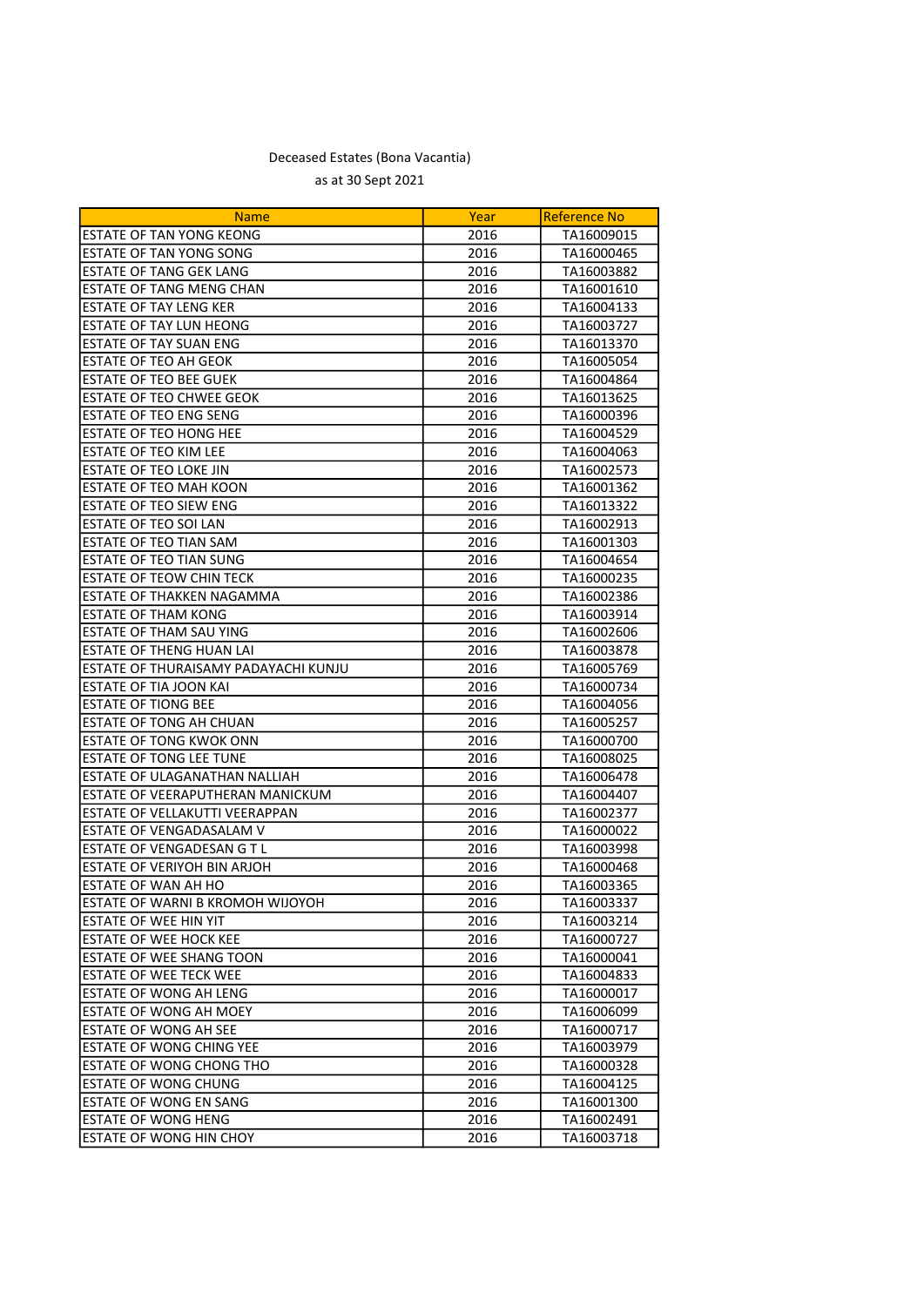Deceased Estates (Bona Vacantia)

as at 30 Sept 2021

| Name | Year | Reference No |
|---|---|---|
| ESTATE OF TAN YONG KEONG | 2016 | TA16009015 |
| ESTATE OF TAN YONG SONG | 2016 | TA16000465 |
| ESTATE OF TANG GEK LANG | 2016 | TA16003882 |
| ESTATE OF TANG MENG CHAN | 2016 | TA16001610 |
| ESTATE OF TAY LENG KER | 2016 | TA16004133 |
| ESTATE OF TAY LUN HEONG | 2016 | TA16003727 |
| ESTATE OF TAY SUAN ENG | 2016 | TA16013370 |
| ESTATE OF TEO AH GEOK | 2016 | TA16005054 |
| ESTATE OF TEO BEE GUEK | 2016 | TA16004864 |
| ESTATE OF TEO CHWEE GEOK | 2016 | TA16013625 |
| ESTATE OF TEO ENG SENG | 2016 | TA16000396 |
| ESTATE OF TEO HONG HEE | 2016 | TA16004529 |
| ESTATE OF TEO KIM LEE | 2016 | TA16004063 |
| ESTATE OF TEO LOKE JIN | 2016 | TA16002573 |
| ESTATE OF TEO MAH KOON | 2016 | TA16001362 |
| ESTATE OF TEO SIEW ENG | 2016 | TA16013322 |
| ESTATE OF TEO SOI LAN | 2016 | TA16002913 |
| ESTATE OF TEO TIAN SAM | 2016 | TA16001303 |
| ESTATE OF TEO TIAN SUNG | 2016 | TA16004654 |
| ESTATE OF TEOW CHIN TECK | 2016 | TA16000235 |
| ESTATE OF THAKKEN NAGAMMA | 2016 | TA16002386 |
| ESTATE OF THAM KONG | 2016 | TA16003914 |
| ESTATE OF THAM SAU YING | 2016 | TA16002606 |
| ESTATE OF THENG HUAN LAI | 2016 | TA16003878 |
| ESTATE OF THURAISAMY PADAYACHI KUNJU | 2016 | TA16005769 |
| ESTATE OF TIA JOON KAI | 2016 | TA16000734 |
| ESTATE OF TIONG BEE | 2016 | TA16004056 |
| ESTATE OF TONG AH CHUAN | 2016 | TA16005257 |
| ESTATE OF TONG KWOK ONN | 2016 | TA16000700 |
| ESTATE OF TONG LEE TUNE | 2016 | TA16008025 |
| ESTATE OF ULAGANATHAN NALLIAH | 2016 | TA16006478 |
| ESTATE OF VEERAPUTHERAN MANICKUM | 2016 | TA16004407 |
| ESTATE OF VELLAKUTTI VEERAPPAN | 2016 | TA16002377 |
| ESTATE OF VENGADASALAM V | 2016 | TA16000022 |
| ESTATE OF VENGADESAN G T L | 2016 | TA16003998 |
| ESTATE OF VERIYOH BIN ARJOH | 2016 | TA16000468 |
| ESTATE OF WAN AH HO | 2016 | TA16003365 |
| ESTATE OF WARNI B KROMOH WIJOYOH | 2016 | TA16003337 |
| ESTATE OF WEE HIN YIT | 2016 | TA16003214 |
| ESTATE OF WEE HOCK KEE | 2016 | TA16000727 |
| ESTATE OF WEE SHANG TOON | 2016 | TA16000041 |
| ESTATE OF WEE TECK WEE | 2016 | TA16004833 |
| ESTATE OF WONG AH LENG | 2016 | TA16000017 |
| ESTATE OF WONG AH MOEY | 2016 | TA16006099 |
| ESTATE OF WONG AH SEE | 2016 | TA16000717 |
| ESTATE OF WONG CHING YEE | 2016 | TA16003979 |
| ESTATE OF WONG CHONG THO | 2016 | TA16000328 |
| ESTATE OF WONG CHUNG | 2016 | TA16004125 |
| ESTATE OF WONG EN SANG | 2016 | TA16001300 |
| ESTATE OF WONG HENG | 2016 | TA16002491 |
| ESTATE OF WONG HIN CHOY | 2016 | TA16003718 |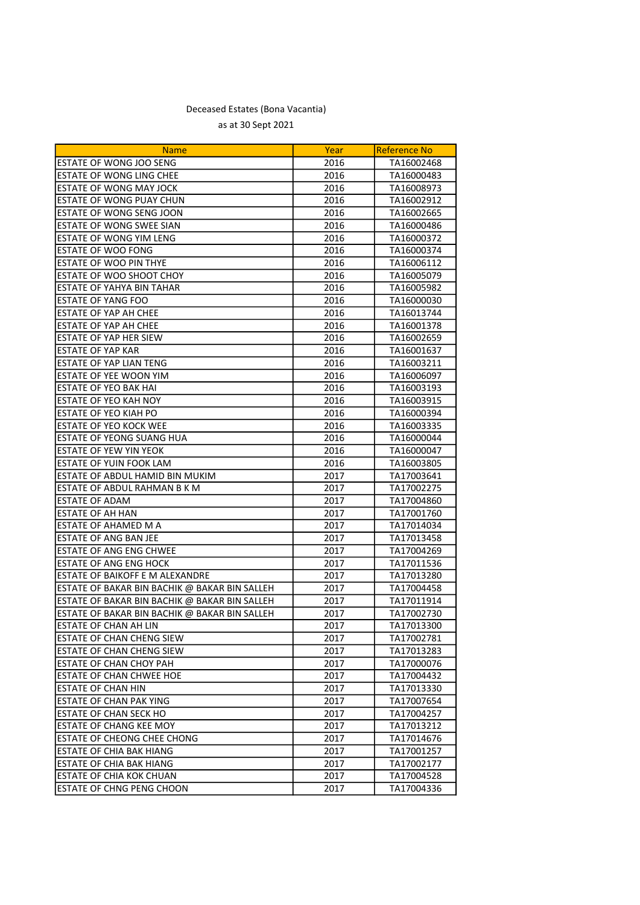Deceased Estates (Bona Vacantia)

as at 30 Sept 2021

| Name | Year | Reference No |
|---|---|---|
| ESTATE OF WONG JOO SENG | 2016 | TA16002468 |
| ESTATE OF WONG LING CHEE | 2016 | TA16000483 |
| ESTATE OF WONG MAY JOCK | 2016 | TA16008973 |
| ESTATE OF WONG PUAY CHUN | 2016 | TA16002912 |
| ESTATE OF WONG SENG JOON | 2016 | TA16002665 |
| ESTATE OF WONG SWEE SIAN | 2016 | TA16000486 |
| ESTATE OF WONG YIM LENG | 2016 | TA16000372 |
| ESTATE OF WOO FONG | 2016 | TA16000374 |
| ESTATE OF WOO PIN THYE | 2016 | TA16006112 |
| ESTATE OF WOO SHOOT CHOY | 2016 | TA16005079 |
| ESTATE OF YAHYA BIN TAHAR | 2016 | TA16005982 |
| ESTATE OF YANG FOO | 2016 | TA16000030 |
| ESTATE OF YAP AH CHEE | 2016 | TA16013744 |
| ESTATE OF YAP AH CHEE | 2016 | TA16001378 |
| ESTATE OF YAP HER SIEW | 2016 | TA16002659 |
| ESTATE OF YAP KAR | 2016 | TA16001637 |
| ESTATE OF YAP LIAN TENG | 2016 | TA16003211 |
| ESTATE OF YEE WOON YIM | 2016 | TA16006097 |
| ESTATE OF YEO BAK HAI | 2016 | TA16003193 |
| ESTATE OF YEO KAH NOY | 2016 | TA16003915 |
| ESTATE OF YEO KIAH PO | 2016 | TA16000394 |
| ESTATE OF YEO KOCK WEE | 2016 | TA16003335 |
| ESTATE OF YEONG SUANG HUA | 2016 | TA16000044 |
| ESTATE OF YEW YIN YEOK | 2016 | TA16000047 |
| ESTATE OF YUIN FOOK LAM | 2016 | TA16003805 |
| ESTATE OF ABDUL HAMID BIN MUKIM | 2017 | TA17003641 |
| ESTATE OF ABDUL RAHMAN B K M | 2017 | TA17002275 |
| ESTATE OF ADAM | 2017 | TA17004860 |
| ESTATE OF AH HAN | 2017 | TA17001760 |
| ESTATE OF AHAMED M A | 2017 | TA17014034 |
| ESTATE OF ANG BAN JEE | 2017 | TA17013458 |
| ESTATE OF ANG ENG CHWEE | 2017 | TA17004269 |
| ESTATE OF ANG ENG HOCK | 2017 | TA17011536 |
| ESTATE OF BAIKOFF E M ALEXANDRE | 2017 | TA17013280 |
| ESTATE OF BAKAR BIN BACHIK @ BAKAR BIN SALLEH | 2017 | TA17004458 |
| ESTATE OF BAKAR BIN BACHIK @ BAKAR BIN SALLEH | 2017 | TA17011914 |
| ESTATE OF BAKAR BIN BACHIK @ BAKAR BIN SALLEH | 2017 | TA17002730 |
| ESTATE OF CHAN AH LIN | 2017 | TA17013300 |
| ESTATE OF CHAN CHENG SIEW | 2017 | TA17002781 |
| ESTATE OF CHAN CHENG SIEW | 2017 | TA17013283 |
| ESTATE OF CHAN CHOY PAH | 2017 | TA17000076 |
| ESTATE OF CHAN CHWEE HOE | 2017 | TA17004432 |
| ESTATE OF CHAN HIN | 2017 | TA17013330 |
| ESTATE OF CHAN PAK YING | 2017 | TA17007654 |
| ESTATE OF CHAN SECK HO | 2017 | TA17004257 |
| ESTATE OF CHANG KEE MOY | 2017 | TA17013212 |
| ESTATE OF CHEONG CHEE CHONG | 2017 | TA17014676 |
| ESTATE OF CHIA BAK HIANG | 2017 | TA17001257 |
| ESTATE OF CHIA BAK HIANG | 2017 | TA17002177 |
| ESTATE OF CHIA KOK CHUAN | 2017 | TA17004528 |
| ESTATE OF CHNG PENG CHOON | 2017 | TA17004336 |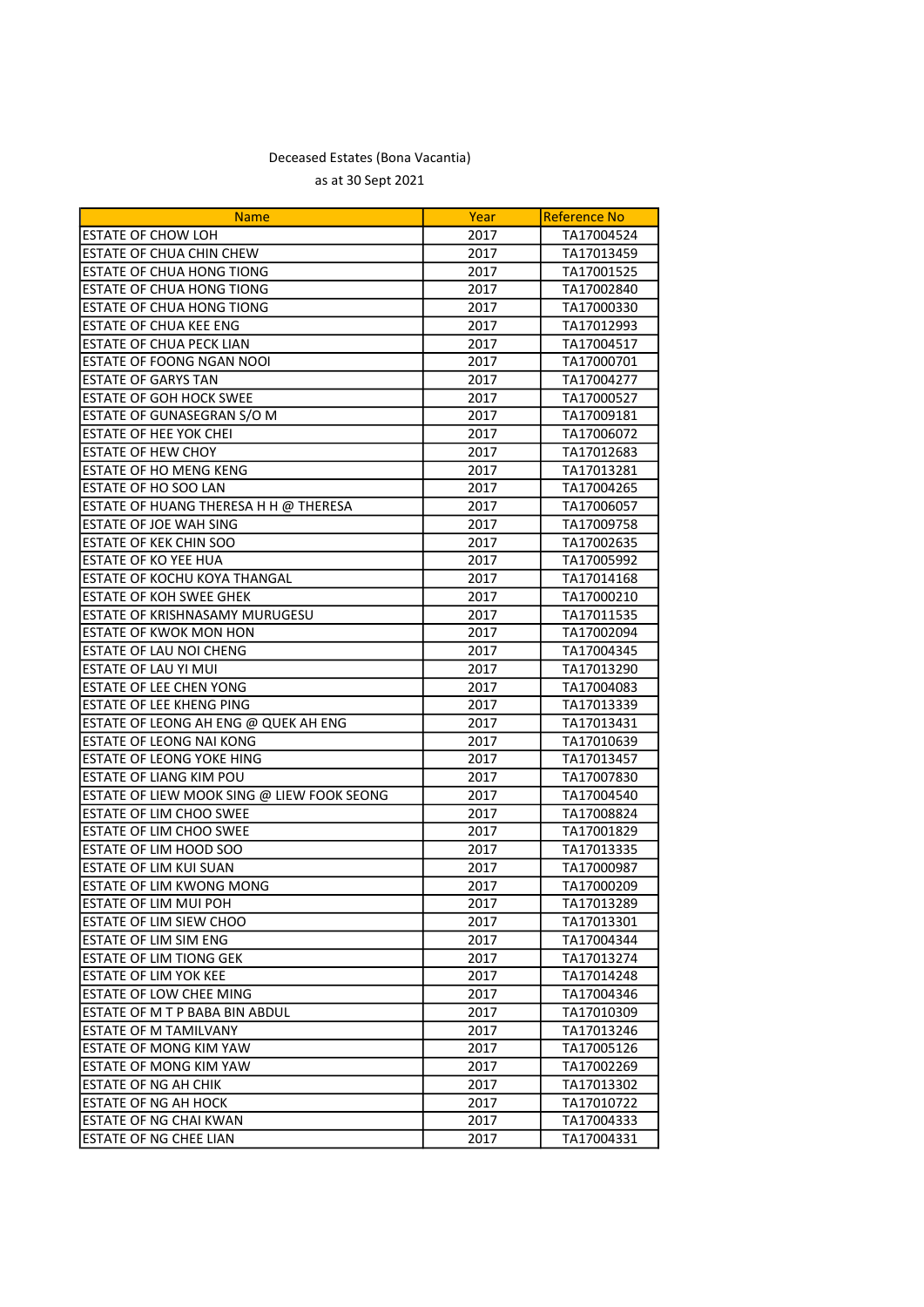Deceased Estates (Bona Vacantia)

as at 30 Sept 2021

| Name | Year | Reference No |
|---|---|---|
| ESTATE OF CHOW LOH | 2017 | TA17004524 |
| ESTATE OF CHUA CHIN CHEW | 2017 | TA17013459 |
| ESTATE OF CHUA HONG TIONG | 2017 | TA17001525 |
| ESTATE OF CHUA HONG TIONG | 2017 | TA17002840 |
| ESTATE OF CHUA HONG TIONG | 2017 | TA17000330 |
| ESTATE OF CHUA KEE ENG | 2017 | TA17012993 |
| ESTATE OF CHUA PECK LIAN | 2017 | TA17004517 |
| ESTATE OF FOONG NGAN NOOI | 2017 | TA17000701 |
| ESTATE OF GARYS TAN | 2017 | TA17004277 |
| ESTATE OF GOH HOCK SWEE | 2017 | TA17000527 |
| ESTATE OF GUNASEGRAN S/O M | 2017 | TA17009181 |
| ESTATE OF HEE YOK CHEI | 2017 | TA17006072 |
| ESTATE OF HEW CHOY | 2017 | TA17012683 |
| ESTATE OF HO MENG KENG | 2017 | TA17013281 |
| ESTATE OF HO SOO LAN | 2017 | TA17004265 |
| ESTATE OF HUANG THERESA H H @ THERESA | 2017 | TA17006057 |
| ESTATE OF JOE WAH SING | 2017 | TA17009758 |
| ESTATE OF KEK CHIN SOO | 2017 | TA17002635 |
| ESTATE OF KO YEE HUA | 2017 | TA17005992 |
| ESTATE OF KOCHU KOYA THANGAL | 2017 | TA17014168 |
| ESTATE OF KOH SWEE GHEK | 2017 | TA17000210 |
| ESTATE OF KRISHNASAMY MURUGESU | 2017 | TA17011535 |
| ESTATE OF KWOK MON HON | 2017 | TA17002094 |
| ESTATE OF LAU NOI CHENG | 2017 | TA17004345 |
| ESTATE OF LAU YI MUI | 2017 | TA17013290 |
| ESTATE OF LEE CHEN YONG | 2017 | TA17004083 |
| ESTATE OF LEE KHENG PING | 2017 | TA17013339 |
| ESTATE OF LEONG AH ENG @ QUEK AH ENG | 2017 | TA17013431 |
| ESTATE OF LEONG NAI KONG | 2017 | TA17010639 |
| ESTATE OF LEONG YOKE HING | 2017 | TA17013457 |
| ESTATE OF LIANG KIM POU | 2017 | TA17007830 |
| ESTATE OF LIEW MOOK SING @ LIEW FOOK SEONG | 2017 | TA17004540 |
| ESTATE OF LIM CHOO SWEE | 2017 | TA17008824 |
| ESTATE OF LIM CHOO SWEE | 2017 | TA17001829 |
| ESTATE OF LIM HOOD SOO | 2017 | TA17013335 |
| ESTATE OF LIM KUI SUAN | 2017 | TA17000987 |
| ESTATE OF LIM KWONG MONG | 2017 | TA17000209 |
| ESTATE OF LIM MUI POH | 2017 | TA17013289 |
| ESTATE OF LIM SIEW CHOO | 2017 | TA17013301 |
| ESTATE OF LIM SIM ENG | 2017 | TA17004344 |
| ESTATE OF LIM TIONG GEK | 2017 | TA17013274 |
| ESTATE OF LIM YOK KEE | 2017 | TA17014248 |
| ESTATE OF LOW CHEE MING | 2017 | TA17004346 |
| ESTATE OF M T P BABA BIN ABDUL | 2017 | TA17010309 |
| ESTATE OF M TAMILVANY | 2017 | TA17013246 |
| ESTATE OF MONG KIM YAW | 2017 | TA17005126 |
| ESTATE OF MONG KIM YAW | 2017 | TA17002269 |
| ESTATE OF NG AH CHIK | 2017 | TA17013302 |
| ESTATE OF NG AH HOCK | 2017 | TA17010722 |
| ESTATE OF NG CHAI KWAN | 2017 | TA17004333 |
| ESTATE OF NG CHEE LIAN | 2017 | TA17004331 |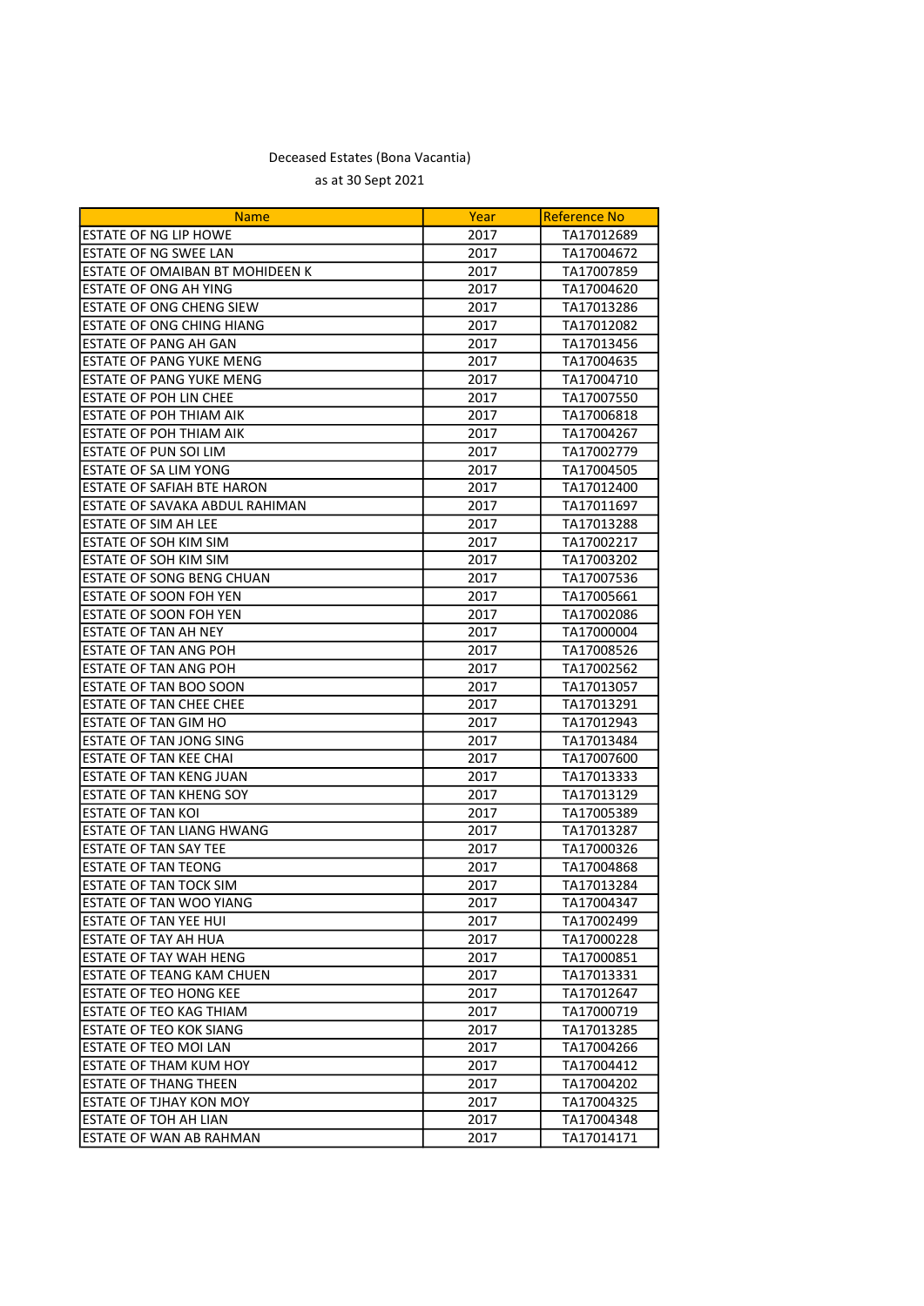Deceased Estates (Bona Vacantia)

as at 30 Sept 2021

| Name | Year | Reference No |
|---|---|---|
| ESTATE OF NG LIP HOWE | 2017 | TA17012689 |
| ESTATE OF NG SWEE LAN | 2017 | TA17004672 |
| ESTATE OF OMAIBAN BT MOHIDEEN K | 2017 | TA17007859 |
| ESTATE OF ONG AH YING | 2017 | TA17004620 |
| ESTATE OF ONG CHENG SIEW | 2017 | TA17013286 |
| ESTATE OF ONG CHING HIANG | 2017 | TA17012082 |
| ESTATE OF PANG AH GAN | 2017 | TA17013456 |
| ESTATE OF PANG YUKE MENG | 2017 | TA17004635 |
| ESTATE OF PANG YUKE MENG | 2017 | TA17004710 |
| ESTATE OF POH LIN CHEE | 2017 | TA17007550 |
| ESTATE OF POH THIAM AIK | 2017 | TA17006818 |
| ESTATE OF POH THIAM AIK | 2017 | TA17004267 |
| ESTATE OF PUN SOI LIM | 2017 | TA17002779 |
| ESTATE OF SA LIM YONG | 2017 | TA17004505 |
| ESTATE OF SAFIAH BTE HARON | 2017 | TA17012400 |
| ESTATE OF SAVAKA ABDUL RAHIMAN | 2017 | TA17011697 |
| ESTATE OF SIM AH LEE | 2017 | TA17013288 |
| ESTATE OF SOH KIM SIM | 2017 | TA17002217 |
| ESTATE OF SOH KIM SIM | 2017 | TA17003202 |
| ESTATE OF SONG BENG CHUAN | 2017 | TA17007536 |
| ESTATE OF SOON FOH YEN | 2017 | TA17005661 |
| ESTATE OF SOON FOH YEN | 2017 | TA17002086 |
| ESTATE OF TAN AH NEY | 2017 | TA17000004 |
| ESTATE OF TAN ANG POH | 2017 | TA17008526 |
| ESTATE OF TAN ANG POH | 2017 | TA17002562 |
| ESTATE OF TAN BOO SOON | 2017 | TA17013057 |
| ESTATE OF TAN CHEE CHEE | 2017 | TA17013291 |
| ESTATE OF TAN GIM HO | 2017 | TA17012943 |
| ESTATE OF TAN JONG SING | 2017 | TA17013484 |
| ESTATE OF TAN KEE CHAI | 2017 | TA17007600 |
| ESTATE OF TAN KENG JUAN | 2017 | TA17013333 |
| ESTATE OF TAN KHENG SOY | 2017 | TA17013129 |
| ESTATE OF TAN KOI | 2017 | TA17005389 |
| ESTATE OF TAN LIANG HWANG | 2017 | TA17013287 |
| ESTATE OF TAN SAY TEE | 2017 | TA17000326 |
| ESTATE OF TAN TEONG | 2017 | TA17004868 |
| ESTATE OF TAN TOCK SIM | 2017 | TA17013284 |
| ESTATE OF TAN WOO YIANG | 2017 | TA17004347 |
| ESTATE OF TAN YEE HUI | 2017 | TA17002499 |
| ESTATE OF TAY AH HUA | 2017 | TA17000228 |
| ESTATE OF TAY WAH HENG | 2017 | TA17000851 |
| ESTATE OF TEANG KAM CHUEN | 2017 | TA17013331 |
| ESTATE OF TEO HONG KEE | 2017 | TA17012647 |
| ESTATE OF TEO KAG THIAM | 2017 | TA17000719 |
| ESTATE OF TEO KOK SIANG | 2017 | TA17013285 |
| ESTATE OF TEO MOI LAN | 2017 | TA17004266 |
| ESTATE OF THAM KUM HOY | 2017 | TA17004412 |
| ESTATE OF THANG THEEN | 2017 | TA17004202 |
| ESTATE OF TJHAY KON MOY | 2017 | TA17004325 |
| ESTATE OF TOH AH LIAN | 2017 | TA17004348 |
| ESTATE OF WAN AB RAHMAN | 2017 | TA17014171 |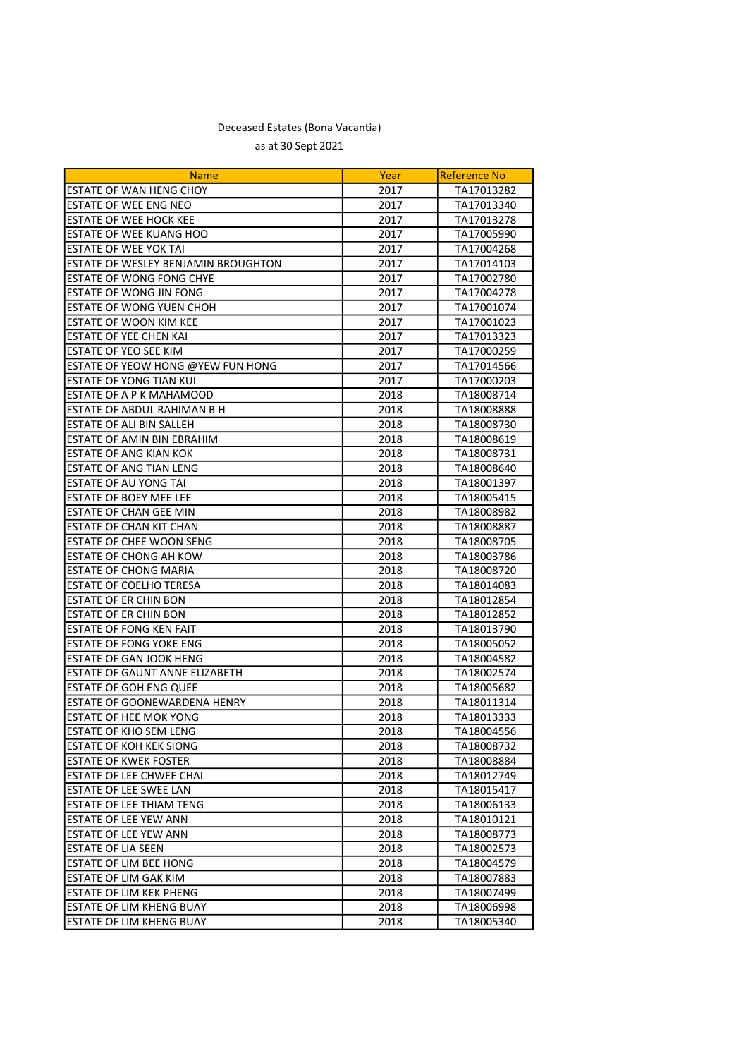Deceased Estates (Bona Vacantia)

as at 30 Sept 2021

| Name | Year | Reference No |
|---|---|---|
| ESTATE OF WAN HENG CHOY | 2017 | TA17013282 |
| ESTATE OF WEE ENG NEO | 2017 | TA17013340 |
| ESTATE OF WEE HOCK KEE | 2017 | TA17013278 |
| ESTATE OF WEE KUANG HOO | 2017 | TA17005990 |
| ESTATE OF WEE YOK TAI | 2017 | TA17004268 |
| ESTATE OF WESLEY BENJAMIN BROUGHTON | 2017 | TA17014103 |
| ESTATE OF WONG FONG CHYE | 2017 | TA17002780 |
| ESTATE OF WONG JIN FONG | 2017 | TA17004278 |
| ESTATE OF WONG YUEN CHOH | 2017 | TA17001074 |
| ESTATE OF WOON KIM KEE | 2017 | TA17001023 |
| ESTATE OF YEE CHEN KAI | 2017 | TA17013323 |
| ESTATE OF YEO SEE KIM | 2017 | TA17000259 |
| ESTATE OF YEOW HONG @YEW FUN HONG | 2017 | TA17014566 |
| ESTATE OF YONG TIAN KUI | 2017 | TA17000203 |
| ESTATE OF A P K MAHAMOOD | 2018 | TA18008714 |
| ESTATE OF ABDUL RAHIMAN B H | 2018 | TA18008888 |
| ESTATE OF ALI BIN SALLEH | 2018 | TA18008730 |
| ESTATE OF AMIN BIN EBRAHIM | 2018 | TA18008619 |
| ESTATE OF ANG KIAN KOK | 2018 | TA18008731 |
| ESTATE OF ANG TIAN LENG | 2018 | TA18008640 |
| ESTATE OF AU YONG TAI | 2018 | TA18001397 |
| ESTATE OF BOEY MEE LEE | 2018 | TA18005415 |
| ESTATE OF CHAN GEE MIN | 2018 | TA18008982 |
| ESTATE OF CHAN KIT CHAN | 2018 | TA18008887 |
| ESTATE OF CHEE WOON SENG | 2018 | TA18008705 |
| ESTATE OF CHONG AH KOW | 2018 | TA18003786 |
| ESTATE OF CHONG MARIA | 2018 | TA18008720 |
| ESTATE OF COELHO TERESA | 2018 | TA18014083 |
| ESTATE OF ER CHIN BON | 2018 | TA18012854 |
| ESTATE OF ER CHIN BON | 2018 | TA18012852 |
| ESTATE OF FONG KEN FAIT | 2018 | TA18013790 |
| ESTATE OF FONG YOKE ENG | 2018 | TA18005052 |
| ESTATE OF GAN JOOK HENG | 2018 | TA18004582 |
| ESTATE OF GAUNT ANNE ELIZABETH | 2018 | TA18002574 |
| ESTATE OF GOH ENG QUEE | 2018 | TA18005682 |
| ESTATE OF GOONEWARDENA HENRY | 2018 | TA18011314 |
| ESTATE OF HEE MOK YONG | 2018 | TA18013333 |
| ESTATE OF KHO SEM LENG | 2018 | TA18004556 |
| ESTATE OF KOH KEK SIONG | 2018 | TA18008732 |
| ESTATE OF KWEK FOSTER | 2018 | TA18008884 |
| ESTATE OF LEE CHWEE CHAI | 2018 | TA18012749 |
| ESTATE OF LEE SWEE LAN | 2018 | TA18015417 |
| ESTATE OF LEE THIAM TENG | 2018 | TA18006133 |
| ESTATE OF LEE YEW ANN | 2018 | TA18010121 |
| ESTATE OF LEE YEW ANN | 2018 | TA18008773 |
| ESTATE OF LIA SEEN | 2018 | TA18002573 |
| ESTATE OF LIM BEE HONG | 2018 | TA18004579 |
| ESTATE OF LIM GAK KIM | 2018 | TA18007883 |
| ESTATE OF LIM KEK PHENG | 2018 | TA18007499 |
| ESTATE OF LIM KHENG BUAY | 2018 | TA18006998 |
| ESTATE OF LIM KHENG BUAY | 2018 | TA18005340 |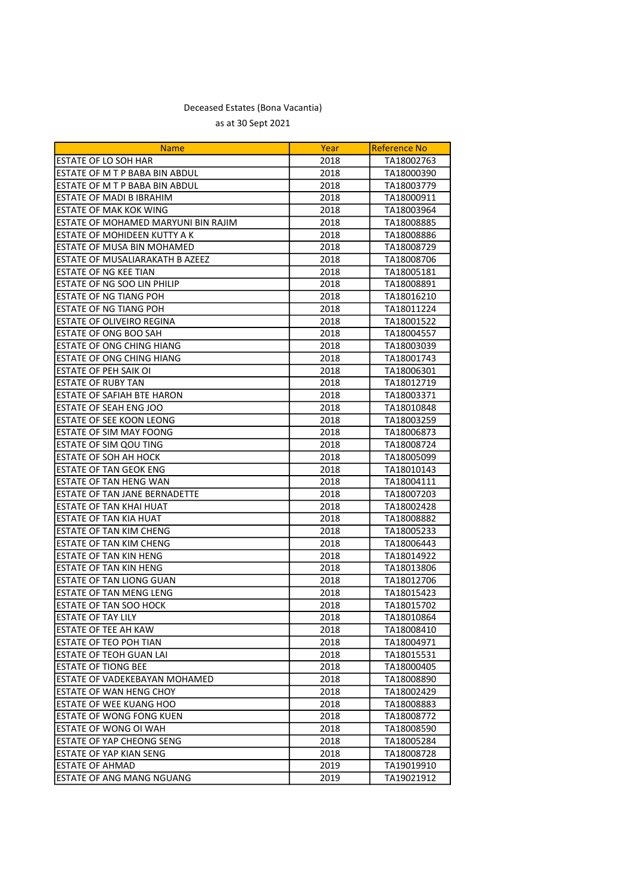Deceased Estates (Bona Vacantia)

as at 30 Sept 2021

| Name | Year | Reference No |
|---|---|---|
| ESTATE OF LO SOH HAR | 2018 | TA18002763 |
| ESTATE OF M T P BABA BIN ABDUL | 2018 | TA18000390 |
| ESTATE OF M T P BABA BIN ABDUL | 2018 | TA18003779 |
| ESTATE OF MADI B IBRAHIM | 2018 | TA18000911 |
| ESTATE OF MAK KOK WING | 2018 | TA18003964 |
| ESTATE OF MOHAMED MARYUNI BIN RAJIM | 2018 | TA18008885 |
| ESTATE OF MOHIDEEN KUTTY A K | 2018 | TA18008886 |
| ESTATE OF MUSA BIN MOHAMED | 2018 | TA18008729 |
| ESTATE OF MUSALIARAKATH B AZEEZ | 2018 | TA18008706 |
| ESTATE OF NG KEE TIAN | 2018 | TA18005181 |
| ESTATE OF NG SOO LIN PHILIP | 2018 | TA18008891 |
| ESTATE OF NG TIANG POH | 2018 | TA18016210 |
| ESTATE OF NG TIANG POH | 2018 | TA18011224 |
| ESTATE OF OLIVEIRO REGINA | 2018 | TA18001522 |
| ESTATE OF ONG BOO SAH | 2018 | TA18004557 |
| ESTATE OF ONG CHING HIANG | 2018 | TA18003039 |
| ESTATE OF ONG CHING HIANG | 2018 | TA18001743 |
| ESTATE OF PEH SAIK OI | 2018 | TA18006301 |
| ESTATE OF RUBY TAN | 2018 | TA18012719 |
| ESTATE OF SAFIAH BTE HARON | 2018 | TA18003371 |
| ESTATE OF SEAH ENG JOO | 2018 | TA18010848 |
| ESTATE OF SEE KOON LEONG | 2018 | TA18003259 |
| ESTATE OF SIM MAY FOONG | 2018 | TA18006873 |
| ESTATE OF SIM QOU TING | 2018 | TA18008724 |
| ESTATE OF SOH AH HOCK | 2018 | TA18005099 |
| ESTATE OF TAN GEOK ENG | 2018 | TA18010143 |
| ESTATE OF TAN HENG WAN | 2018 | TA18004111 |
| ESTATE OF TAN JANE BERNADETTE | 2018 | TA18007203 |
| ESTATE OF TAN KHAI HUAT | 2018 | TA18002428 |
| ESTATE OF TAN KIA HUAT | 2018 | TA18008882 |
| ESTATE OF TAN KIM CHENG | 2018 | TA18005233 |
| ESTATE OF TAN KIM CHENG | 2018 | TA18006443 |
| ESTATE OF TAN KIN HENG | 2018 | TA18014922 |
| ESTATE OF TAN KIN HENG | 2018 | TA18013806 |
| ESTATE OF TAN LIONG GUAN | 2018 | TA18012706 |
| ESTATE OF TAN MENG LENG | 2018 | TA18015423 |
| ESTATE OF TAN SOO HOCK | 2018 | TA18015702 |
| ESTATE OF TAY LILY | 2018 | TA18010864 |
| ESTATE OF TEE AH KAW | 2018 | TA18008410 |
| ESTATE OF TEO POH TIAN | 2018 | TA18004971 |
| ESTATE OF TEOH GUAN LAI | 2018 | TA18015531 |
| ESTATE OF TIONG BEE | 2018 | TA18000405 |
| ESTATE OF VADEKEBAYAN MOHAMED | 2018 | TA18008890 |
| ESTATE OF WAN HENG CHOY | 2018 | TA18002429 |
| ESTATE OF WEE KUANG HOO | 2018 | TA18008883 |
| ESTATE OF WONG FONG KUEN | 2018 | TA18008772 |
| ESTATE OF WONG OI WAH | 2018 | TA18008590 |
| ESTATE OF YAP CHEONG SENG | 2018 | TA18005284 |
| ESTATE OF YAP KIAN SENG | 2018 | TA18008728 |
| ESTATE OF AHMAD | 2019 | TA19019910 |
| ESTATE OF ANG MANG NGUANG | 2019 | TA19021912 |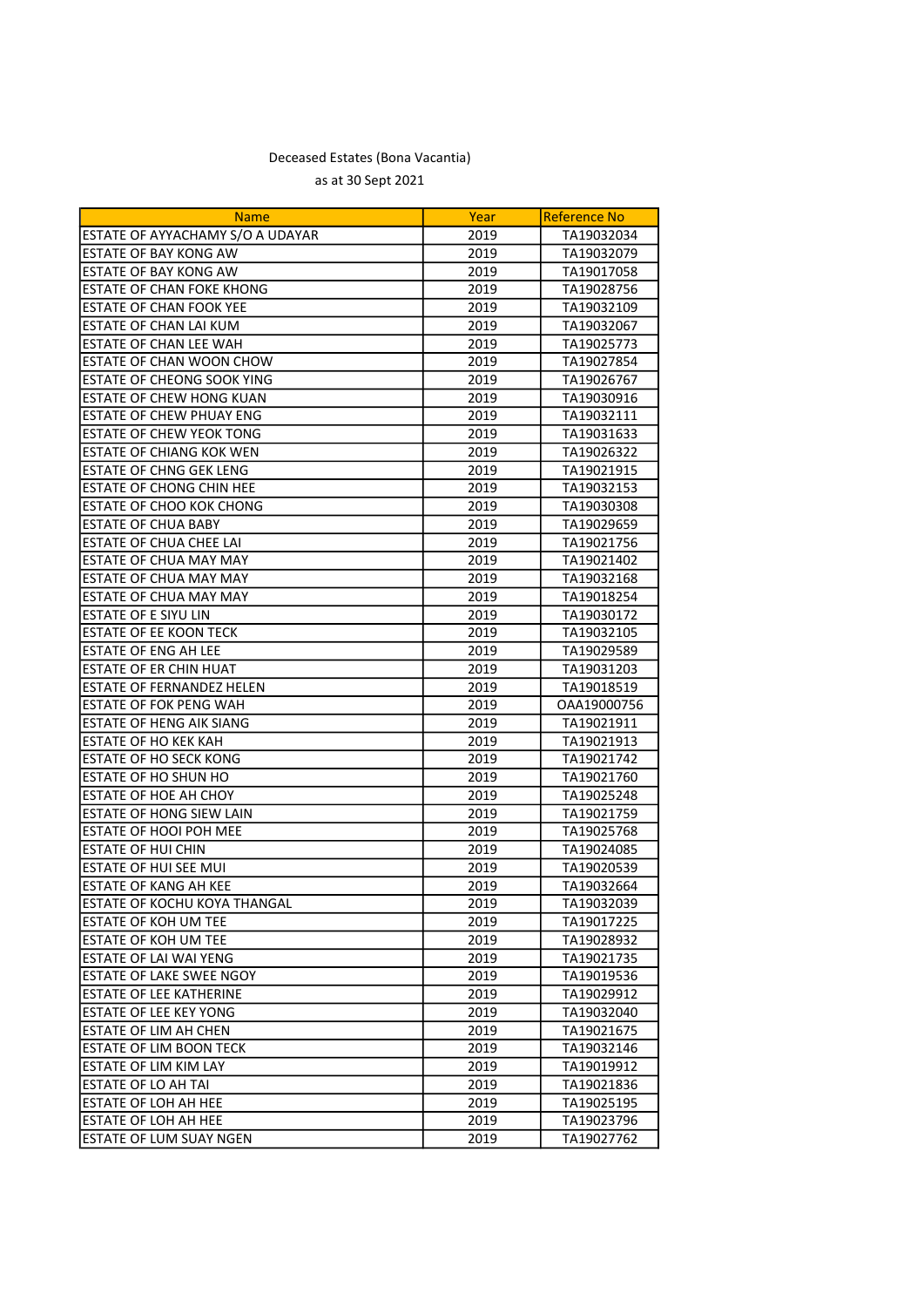Deceased Estates (Bona Vacantia)

as at 30 Sept 2021

| Name | Year | Reference No |
|---|---|---|
| ESTATE OF AYYACHAMY S/O A UDAYAR | 2019 | TA19032034 |
| ESTATE OF BAY KONG AW | 2019 | TA19032079 |
| ESTATE OF BAY KONG AW | 2019 | TA19017058 |
| ESTATE OF CHAN FOKE KHONG | 2019 | TA19028756 |
| ESTATE OF CHAN FOOK YEE | 2019 | TA19032109 |
| ESTATE OF CHAN LAI KUM | 2019 | TA19032067 |
| ESTATE OF CHAN LEE WAH | 2019 | TA19025773 |
| ESTATE OF CHAN WOON CHOW | 2019 | TA19027854 |
| ESTATE OF CHEONG SOOK YING | 2019 | TA19026767 |
| ESTATE OF CHEW HONG KUAN | 2019 | TA19030916 |
| ESTATE OF CHEW PHUAY ENG | 2019 | TA19032111 |
| ESTATE OF CHEW YEOK TONG | 2019 | TA19031633 |
| ESTATE OF CHIANG KOK WEN | 2019 | TA19026322 |
| ESTATE OF CHNG GEK LENG | 2019 | TA19021915 |
| ESTATE OF CHONG CHIN HEE | 2019 | TA19032153 |
| ESTATE OF CHOO KOK CHONG | 2019 | TA19030308 |
| ESTATE OF CHUA BABY | 2019 | TA19029659 |
| ESTATE OF CHUA CHEE LAI | 2019 | TA19021756 |
| ESTATE OF CHUA MAY MAY | 2019 | TA19021402 |
| ESTATE OF CHUA MAY MAY | 2019 | TA19032168 |
| ESTATE OF CHUA MAY MAY | 2019 | TA19018254 |
| ESTATE OF E SIYU LIN | 2019 | TA19030172 |
| ESTATE OF EE KOON TECK | 2019 | TA19032105 |
| ESTATE OF ENG AH LEE | 2019 | TA19029589 |
| ESTATE OF ER CHIN HUAT | 2019 | TA19031203 |
| ESTATE OF FERNANDEZ HELEN | 2019 | TA19018519 |
| ESTATE OF FOK PENG WAH | 2019 | OAA19000756 |
| ESTATE OF HENG AIK SIANG | 2019 | TA19021911 |
| ESTATE OF HO KEK KAH | 2019 | TA19021913 |
| ESTATE OF HO SECK KONG | 2019 | TA19021742 |
| ESTATE OF HO SHUN HO | 2019 | TA19021760 |
| ESTATE OF HOE AH CHOY | 2019 | TA19025248 |
| ESTATE OF HONG SIEW LAIN | 2019 | TA19021759 |
| ESTATE OF HOOI POH MEE | 2019 | TA19025768 |
| ESTATE OF HUI CHIN | 2019 | TA19024085 |
| ESTATE OF HUI SEE MUI | 2019 | TA19020539 |
| ESTATE OF KANG AH KEE | 2019 | TA19032664 |
| ESTATE OF KOCHU KOYA THANGAL | 2019 | TA19032039 |
| ESTATE OF KOH UM TEE | 2019 | TA19017225 |
| ESTATE OF KOH UM TEE | 2019 | TA19028932 |
| ESTATE OF LAI WAI YENG | 2019 | TA19021735 |
| ESTATE OF LAKE SWEE NGOY | 2019 | TA19019536 |
| ESTATE OF LEE KATHERINE | 2019 | TA19029912 |
| ESTATE OF LEE KEY YONG | 2019 | TA19032040 |
| ESTATE OF LIM AH CHEN | 2019 | TA19021675 |
| ESTATE OF LIM BOON TECK | 2019 | TA19032146 |
| ESTATE OF LIM KIM LAY | 2019 | TA19019912 |
| ESTATE OF LO AH TAI | 2019 | TA19021836 |
| ESTATE OF LOH AH HEE | 2019 | TA19025195 |
| ESTATE OF LOH AH HEE | 2019 | TA19023796 |
| ESTATE OF LUM SUAY NGEN | 2019 | TA19027762 |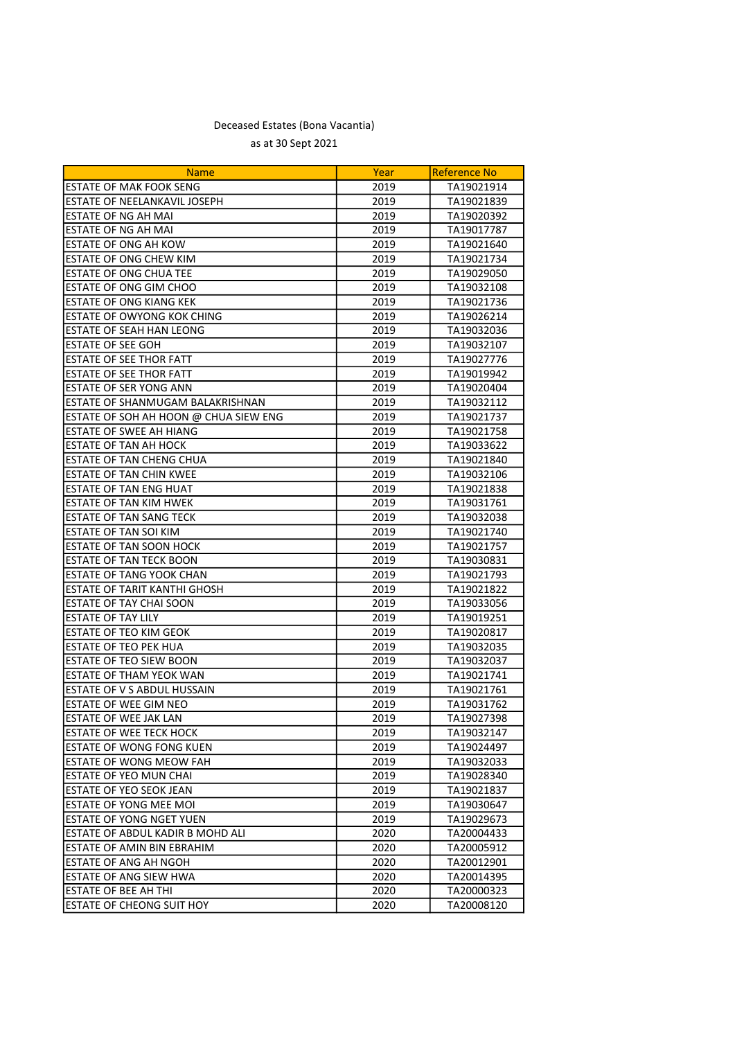Deceased Estates (Bona Vacantia)

as at 30 Sept 2021

| Name | Year | Reference No |
|---|---|---|
| ESTATE OF MAK FOOK SENG | 2019 | TA19021914 |
| ESTATE OF NEELANKAVIL JOSEPH | 2019 | TA19021839 |
| ESTATE OF NG AH MAI | 2019 | TA19020392 |
| ESTATE OF NG AH MAI | 2019 | TA19017787 |
| ESTATE OF ONG AH KOW | 2019 | TA19021640 |
| ESTATE OF ONG CHEW KIM | 2019 | TA19021734 |
| ESTATE OF ONG CHUA TEE | 2019 | TA19029050 |
| ESTATE OF ONG GIM CHOO | 2019 | TA19032108 |
| ESTATE OF ONG KIANG KEK | 2019 | TA19021736 |
| ESTATE OF OWYONG KOK CHING | 2019 | TA19026214 |
| ESTATE OF SEAH HAN LEONG | 2019 | TA19032036 |
| ESTATE OF SEE GOH | 2019 | TA19032107 |
| ESTATE OF SEE THOR FATT | 2019 | TA19027776 |
| ESTATE OF SEE THOR FATT | 2019 | TA19019942 |
| ESTATE OF SER YONG ANN | 2019 | TA19020404 |
| ESTATE OF SHANMUGAM BALAKRISHNAN | 2019 | TA19032112 |
| ESTATE OF SOH AH HOON @ CHUA SIEW ENG | 2019 | TA19021737 |
| ESTATE OF SWEE AH HIANG | 2019 | TA19021758 |
| ESTATE OF TAN AH HOCK | 2019 | TA19033622 |
| ESTATE OF TAN CHENG CHUA | 2019 | TA19021840 |
| ESTATE OF TAN CHIN KWEE | 2019 | TA19032106 |
| ESTATE OF TAN ENG HUAT | 2019 | TA19021838 |
| ESTATE OF TAN KIM HWEK | 2019 | TA19031761 |
| ESTATE OF TAN SANG TECK | 2019 | TA19032038 |
| ESTATE OF TAN SOI KIM | 2019 | TA19021740 |
| ESTATE OF TAN SOON HOCK | 2019 | TA19021757 |
| ESTATE OF TAN TECK BOON | 2019 | TA19030831 |
| ESTATE OF TANG YOOK CHAN | 2019 | TA19021793 |
| ESTATE OF TARIT KANTHI GHOSH | 2019 | TA19021822 |
| ESTATE OF TAY CHAI SOON | 2019 | TA19033056 |
| ESTATE OF TAY LILY | 2019 | TA19019251 |
| ESTATE OF TEO KIM GEOK | 2019 | TA19020817 |
| ESTATE OF TEO PEK HUA | 2019 | TA19032035 |
| ESTATE OF TEO SIEW BOON | 2019 | TA19032037 |
| ESTATE OF THAM YEOK WAN | 2019 | TA19021741 |
| ESTATE OF V S ABDUL HUSSAIN | 2019 | TA19021761 |
| ESTATE OF WEE GIM NEO | 2019 | TA19031762 |
| ESTATE OF WEE JAK LAN | 2019 | TA19027398 |
| ESTATE OF WEE TECK HOCK | 2019 | TA19032147 |
| ESTATE OF WONG FONG KUEN | 2019 | TA19024497 |
| ESTATE OF WONG MEOW FAH | 2019 | TA19032033 |
| ESTATE OF YEO MUN CHAI | 2019 | TA19028340 |
| ESTATE OF YEO SEOK JEAN | 2019 | TA19021837 |
| ESTATE OF YONG MEE MOI | 2019 | TA19030647 |
| ESTATE OF YONG NGET YUEN | 2019 | TA19029673 |
| ESTATE OF ABDUL KADIR B MOHD ALI | 2020 | TA20004433 |
| ESTATE OF AMIN BIN EBRAHIM | 2020 | TA20005912 |
| ESTATE OF ANG AH NGOH | 2020 | TA20012901 |
| ESTATE OF ANG SIEW HWA | 2020 | TA20014395 |
| ESTATE OF BEE AH THI | 2020 | TA20000323 |
| ESTATE OF CHEONG SUIT HOY | 2020 | TA20008120 |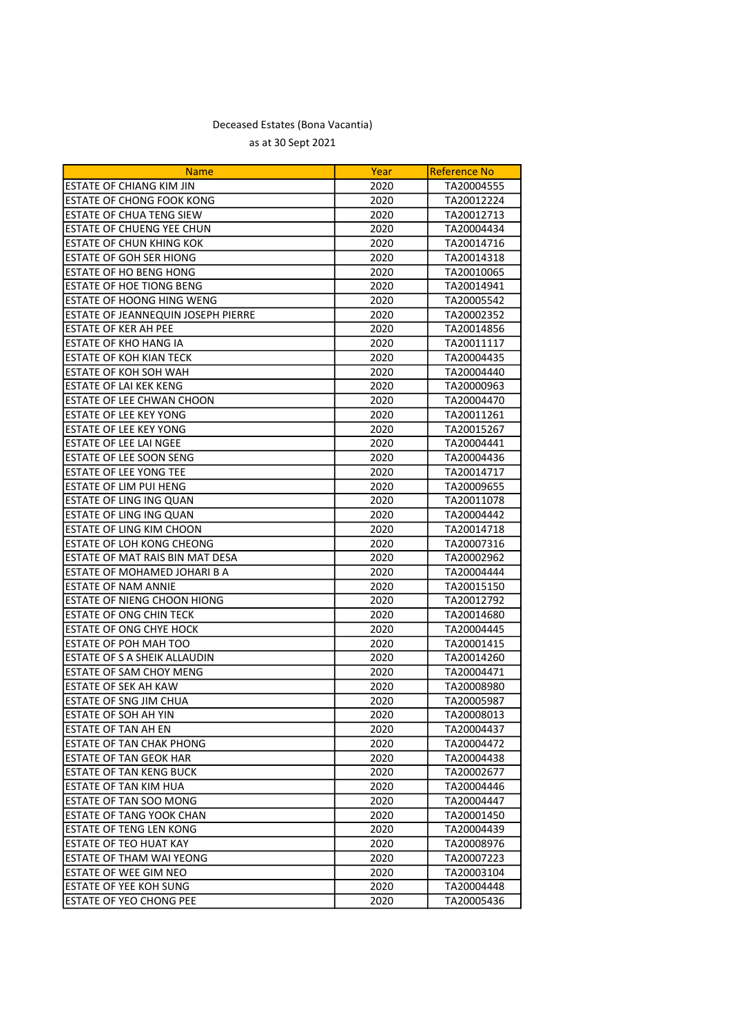Deceased Estates (Bona Vacantia)

as at 30 Sept 2021

| Name | Year | Reference No |
|---|---|---|
| ESTATE OF CHIANG KIM JIN | 2020 | TA20004555 |
| ESTATE OF CHONG FOOK KONG | 2020 | TA20012224 |
| ESTATE OF CHUA TENG SIEW | 2020 | TA20012713 |
| ESTATE OF CHUENG YEE CHUN | 2020 | TA20004434 |
| ESTATE OF CHUN KHING KOK | 2020 | TA20014716 |
| ESTATE OF GOH SER HIONG | 2020 | TA20014318 |
| ESTATE OF HO BENG HONG | 2020 | TA20010065 |
| ESTATE OF HOE TIONG BENG | 2020 | TA20014941 |
| ESTATE OF HOONG HING WENG | 2020 | TA20005542 |
| ESTATE OF JEANNEQUIN JOSEPH PIERRE | 2020 | TA20002352 |
| ESTATE OF KER AH PEE | 2020 | TA20014856 |
| ESTATE OF KHO HANG IA | 2020 | TA20011117 |
| ESTATE OF KOH KIAN TECK | 2020 | TA20004435 |
| ESTATE OF KOH SOH WAH | 2020 | TA20004440 |
| ESTATE OF LAI KEK KENG | 2020 | TA20000963 |
| ESTATE OF LEE CHWAN CHOON | 2020 | TA20004470 |
| ESTATE OF LEE KEY YONG | 2020 | TA20011261 |
| ESTATE OF LEE KEY YONG | 2020 | TA20015267 |
| ESTATE OF LEE LAI NGEE | 2020 | TA20004441 |
| ESTATE OF LEE SOON SENG | 2020 | TA20004436 |
| ESTATE OF LEE YONG TEE | 2020 | TA20014717 |
| ESTATE OF LIM PUI HENG | 2020 | TA20009655 |
| ESTATE OF LING ING QUAN | 2020 | TA20011078 |
| ESTATE OF LING ING QUAN | 2020 | TA20004442 |
| ESTATE OF LING KIM CHOON | 2020 | TA20014718 |
| ESTATE OF LOH KONG CHEONG | 2020 | TA20007316 |
| ESTATE OF MAT RAIS BIN MAT DESA | 2020 | TA20002962 |
| ESTATE OF MOHAMED JOHARI B A | 2020 | TA20004444 |
| ESTATE OF NAM ANNIE | 2020 | TA20015150 |
| ESTATE OF NIENG CHOON HIONG | 2020 | TA20012792 |
| ESTATE OF ONG CHIN TECK | 2020 | TA20014680 |
| ESTATE OF ONG CHYE HOCK | 2020 | TA20004445 |
| ESTATE OF POH MAH TOO | 2020 | TA20001415 |
| ESTATE OF S A SHEIK ALLAUDIN | 2020 | TA20014260 |
| ESTATE OF SAM CHOY MENG | 2020 | TA20004471 |
| ESTATE OF SEK AH KAW | 2020 | TA20008980 |
| ESTATE OF SNG JIM CHUA | 2020 | TA20005987 |
| ESTATE OF SOH AH YIN | 2020 | TA20008013 |
| ESTATE OF TAN AH EN | 2020 | TA20004437 |
| ESTATE OF TAN CHAK PHONG | 2020 | TA20004472 |
| ESTATE OF TAN GEOK HAR | 2020 | TA20004438 |
| ESTATE OF TAN KENG BUCK | 2020 | TA20002677 |
| ESTATE OF TAN KIM HUA | 2020 | TA20004446 |
| ESTATE OF TAN SOO MONG | 2020 | TA20004447 |
| ESTATE OF TANG YOOK CHAN | 2020 | TA20001450 |
| ESTATE OF TENG LEN KONG | 2020 | TA20004439 |
| ESTATE OF TEO HUAT KAY | 2020 | TA20008976 |
| ESTATE OF THAM WAI YEONG | 2020 | TA20007223 |
| ESTATE OF WEE GIM NEO | 2020 | TA20003104 |
| ESTATE OF YEE KOH SUNG | 2020 | TA20004448 |
| ESTATE OF YEO CHONG PEE | 2020 | TA20005436 |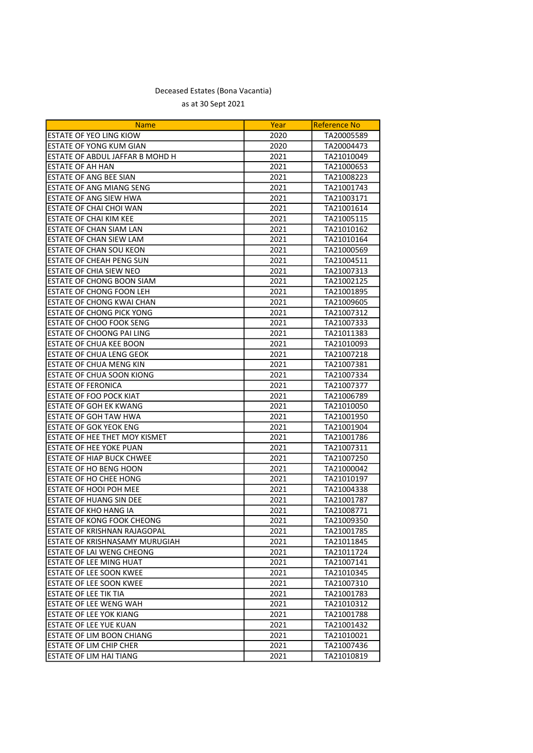Deceased Estates (Bona Vacantia)

as at 30 Sept 2021

| Name | Year | Reference No |
|---|---|---|
| ESTATE OF YEO LING KIOW | 2020 | TA20005589 |
| ESTATE OF YONG KUM GIAN | 2020 | TA20004473 |
| ESTATE OF ABDUL JAFFAR B MOHD H | 2021 | TA21010049 |
| ESTATE OF AH HAN | 2021 | TA21000653 |
| ESTATE OF ANG BEE SIAN | 2021 | TA21008223 |
| ESTATE OF ANG MIANG SENG | 2021 | TA21001743 |
| ESTATE OF ANG SIEW HWA | 2021 | TA21003171 |
| ESTATE OF CHAI CHOI WAN | 2021 | TA21001614 |
| ESTATE OF CHAI KIM KEE | 2021 | TA21005115 |
| ESTATE OF CHAN SIAM LAN | 2021 | TA21010162 |
| ESTATE OF CHAN SIEW LAM | 2021 | TA21010164 |
| ESTATE OF CHAN SOU KEON | 2021 | TA21000569 |
| ESTATE OF CHEAH PENG SUN | 2021 | TA21004511 |
| ESTATE OF CHIA SIEW NEO | 2021 | TA21007313 |
| ESTATE OF CHONG BOON SIAM | 2021 | TA21002125 |
| ESTATE OF CHONG FOON LEH | 2021 | TA21001895 |
| ESTATE OF CHONG KWAI CHAN | 2021 | TA21009605 |
| ESTATE OF CHONG PICK YONG | 2021 | TA21007312 |
| ESTATE OF CHOO FOOK SENG | 2021 | TA21007333 |
| ESTATE OF CHOONG PAI LING | 2021 | TA21011383 |
| ESTATE OF CHUA KEE BOON | 2021 | TA21010093 |
| ESTATE OF CHUA LENG GEOK | 2021 | TA21007218 |
| ESTATE OF CHUA MENG KIN | 2021 | TA21007381 |
| ESTATE OF CHUA SOON KIONG | 2021 | TA21007334 |
| ESTATE OF FERONICA | 2021 | TA21007377 |
| ESTATE OF FOO POCK KIAT | 2021 | TA21006789 |
| ESTATE OF GOH EK KWANG | 2021 | TA21010050 |
| ESTATE OF GOH TAW HWA | 2021 | TA21001950 |
| ESTATE OF GOK YEOK ENG | 2021 | TA21001904 |
| ESTATE OF HEE THET MOY KISMET | 2021 | TA21001786 |
| ESTATE OF HEE YOKE PUAN | 2021 | TA21007311 |
| ESTATE OF HIAP BUCK CHWEE | 2021 | TA21007250 |
| ESTATE OF HO BENG HOON | 2021 | TA21000042 |
| ESTATE OF HO CHEE HONG | 2021 | TA21010197 |
| ESTATE OF HOOI POH MEE | 2021 | TA21004338 |
| ESTATE OF HUANG SIN DEE | 2021 | TA21001787 |
| ESTATE OF KHO HANG IA | 2021 | TA21008771 |
| ESTATE OF KONG FOOK CHEONG | 2021 | TA21009350 |
| ESTATE OF KRISHNAN RAJAGOPAL | 2021 | TA21001785 |
| ESTATE OF KRISHNASAMY MURUGIAH | 2021 | TA21011845 |
| ESTATE OF LAI WENG CHEONG | 2021 | TA21011724 |
| ESTATE OF LEE MING HUAT | 2021 | TA21007141 |
| ESTATE OF LEE SOON KWEE | 2021 | TA21010345 |
| ESTATE OF LEE SOON KWEE | 2021 | TA21007310 |
| ESTATE OF LEE TIK TIA | 2021 | TA21001783 |
| ESTATE OF LEE WENG WAH | 2021 | TA21010312 |
| ESTATE OF LEE YOK KIANG | 2021 | TA21001788 |
| ESTATE OF LEE YUE KUAN | 2021 | TA21001432 |
| ESTATE OF LIM BOON CHIANG | 2021 | TA21010021 |
| ESTATE OF LIM CHIP CHER | 2021 | TA21007436 |
| ESTATE OF LIM HAI TIANG | 2021 | TA21010819 |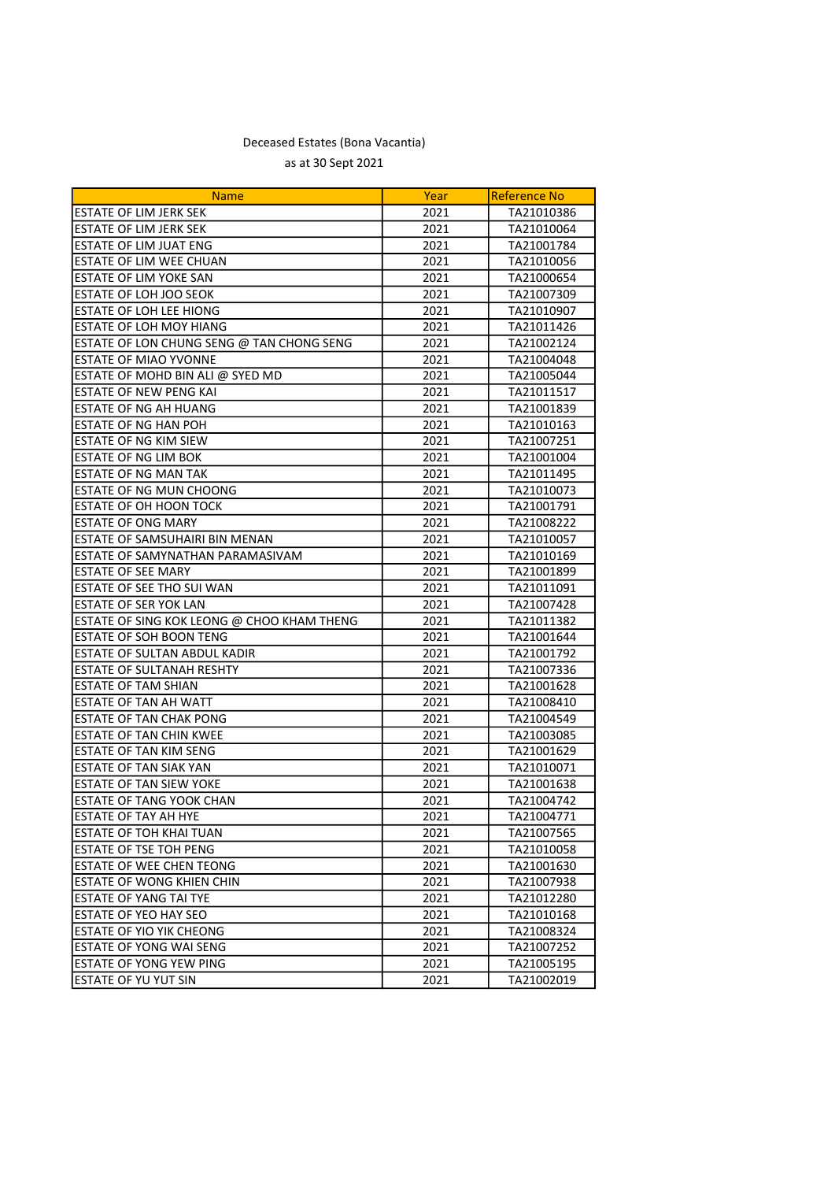Deceased Estates (Bona Vacantia)

as at 30 Sept 2021

| Name | Year | Reference No |
|---|---|---|
| ESTATE OF LIM JERK SEK | 2021 | TA21010386 |
| ESTATE OF LIM JERK SEK | 2021 | TA21010064 |
| ESTATE OF LIM JUAT ENG | 2021 | TA21001784 |
| ESTATE OF LIM WEE CHUAN | 2021 | TA21010056 |
| ESTATE OF LIM YOKE SAN | 2021 | TA21000654 |
| ESTATE OF LOH JOO SEOK | 2021 | TA21007309 |
| ESTATE OF LOH LEE HIONG | 2021 | TA21010907 |
| ESTATE OF LOH MOY HIANG | 2021 | TA21011426 |
| ESTATE OF LON CHUNG SENG @ TAN CHONG SENG | 2021 | TA21002124 |
| ESTATE OF MIAO YVONNE | 2021 | TA21004048 |
| ESTATE OF MOHD BIN ALI @ SYED MD | 2021 | TA21005044 |
| ESTATE OF NEW PENG KAI | 2021 | TA21011517 |
| ESTATE OF NG AH HUANG | 2021 | TA21001839 |
| ESTATE OF NG HAN POH | 2021 | TA21010163 |
| ESTATE OF NG KIM SIEW | 2021 | TA21007251 |
| ESTATE OF NG LIM BOK | 2021 | TA21001004 |
| ESTATE OF NG MAN TAK | 2021 | TA21011495 |
| ESTATE OF NG MUN CHOONG | 2021 | TA21010073 |
| ESTATE OF OH HOON TOCK | 2021 | TA21001791 |
| ESTATE OF ONG MARY | 2021 | TA21008222 |
| ESTATE OF SAMSUHAIRI BIN MENAN | 2021 | TA21010057 |
| ESTATE OF SAMYNATHAN PARAMASIVAM | 2021 | TA21010169 |
| ESTATE OF SEE MARY | 2021 | TA21001899 |
| ESTATE OF SEE THO SUI WAN | 2021 | TA21011091 |
| ESTATE OF SER YOK LAN | 2021 | TA21007428 |
| ESTATE OF SING KOK LEONG @ CHOO KHAM THENG | 2021 | TA21011382 |
| ESTATE OF SOH BOON TENG | 2021 | TA21001644 |
| ESTATE OF SULTAN ABDUL KADIR | 2021 | TA21001792 |
| ESTATE OF SULTANAH RESHTY | 2021 | TA21007336 |
| ESTATE OF TAM SHIAN | 2021 | TA21001628 |
| ESTATE OF TAN AH WATT | 2021 | TA21008410 |
| ESTATE OF TAN CHAK PONG | 2021 | TA21004549 |
| ESTATE OF TAN CHIN KWEE | 2021 | TA21003085 |
| ESTATE OF TAN KIM SENG | 2021 | TA21001629 |
| ESTATE OF TAN SIAK YAN | 2021 | TA21010071 |
| ESTATE OF TAN SIEW YOKE | 2021 | TA21001638 |
| ESTATE OF TANG YOOK CHAN | 2021 | TA21004742 |
| ESTATE OF TAY AH HYE | 2021 | TA21004771 |
| ESTATE OF TOH KHAI TUAN | 2021 | TA21007565 |
| ESTATE OF TSE TOH PENG | 2021 | TA21010058 |
| ESTATE OF WEE CHEN TEONG | 2021 | TA21001630 |
| ESTATE OF WONG KHIEN CHIN | 2021 | TA21007938 |
| ESTATE OF YANG TAI TYE | 2021 | TA21012280 |
| ESTATE OF YEO HAY SEO | 2021 | TA21010168 |
| ESTATE OF YIO YIK CHEONG | 2021 | TA21008324 |
| ESTATE OF YONG WAI SENG | 2021 | TA21007252 |
| ESTATE OF YONG YEW PING | 2021 | TA21005195 |
| ESTATE OF YU YUT SIN | 2021 | TA21002019 |